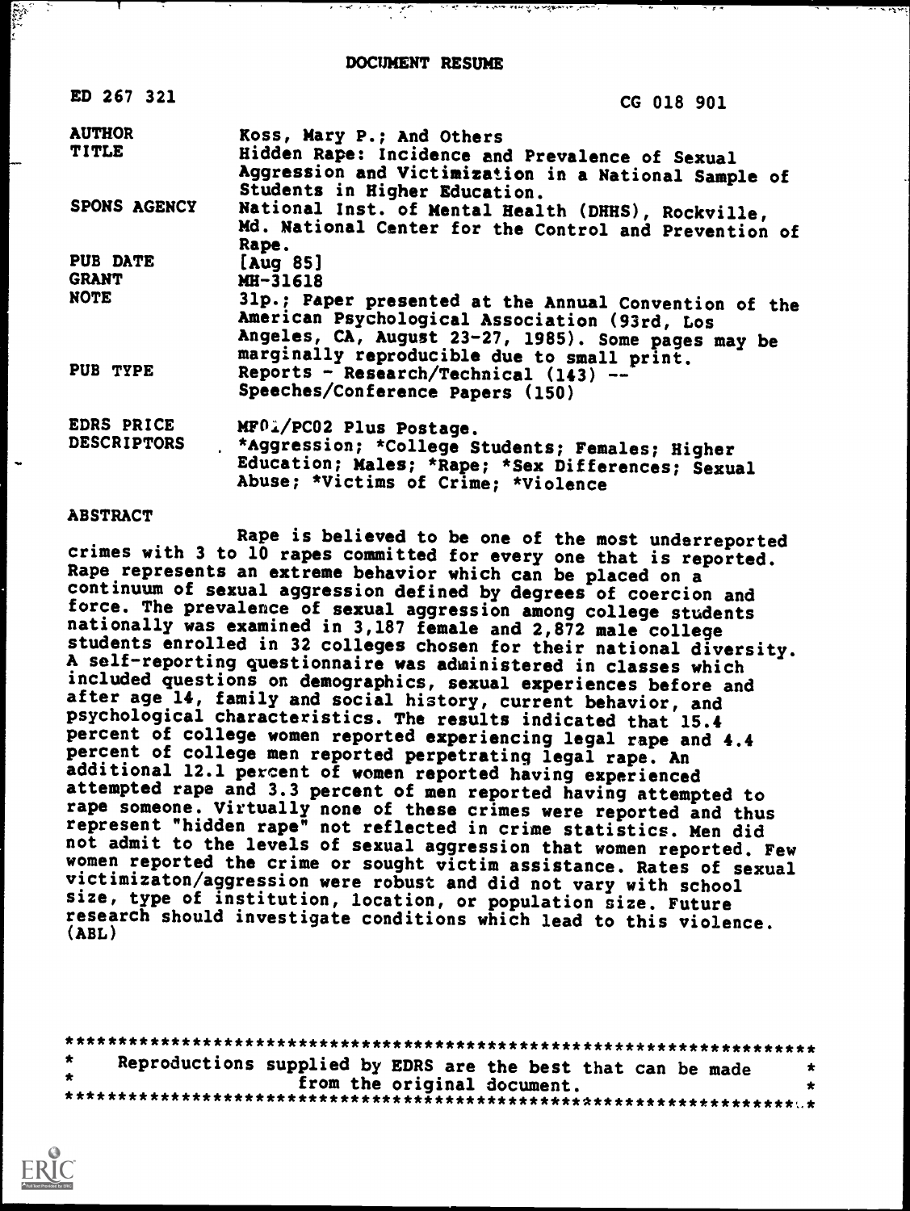# DOCUMENT RESUME

| | |
|---|---|
| ED 267 321 | CG 018 901 |
| AUTHOR | Koss, Mary P.; And Others |
| TITLE | Hidden Rape: Incidence and Prevalence of Sexual Aggression and Victimization in a National Sample of Students in Higher Education. |
| SPONS AGENCY | National Inst. of Mental Health (DHHS), Rockville, Md. National Center for the Control and Prevention of Rape. |
| PUB DATE | [Aug 85] |
| GRANT | MH-31618 |
| NOTE | 31p.; Paper presented at the Annual Convention of the American Psychological Association (93rd, Los Angeles, CA, August 23-27, 1985). Some pages may be marginally reproducible due to small print. |
| PUB TYPE | Reports - Research/Technical (143) -- Speeches/Conference Papers (150) |
| EDRS PRICE | MF01/PC02 Plus Postage. |
| DESCRIPTORS | *Aggression; *College Students; Females; Higher Education; Males; *Rape; *Sex Differences; Sexual Abuse; *Victims of Crime; *Violence |

## ABSTRACT

Rape is believed to be one of the most underreported crimes with 3 to 10 rapes committed for every one that is reported. Rape represents an extreme behavior which can be placed on a continuum of sexual aggression defined by degrees of coercion and force. The prevalence of sexual aggression among college students nationally was examined in 3,187 female and 2,872 male college students enrolled in 32 colleges chosen for their national diversity. A self-reporting questionnaire was administered in classes which included questions on demographics, sexual experiences before and after age 14, family and social history, current behavior, and psychological characteristics. The results indicated that 15.4 percent of college women reported experiencing legal rape and 4.4 percent of college men reported perpetrating legal rape. An additional 12.1 percent of women reported having experienced attempted rape and 3.3 percent of men reported having attempted to rape someone. Virtually none of these crimes were reported and thus represent "hidden rape" not reflected in crime statistics. Men did not admit to the levels of sexual aggression that women reported. Few women reported the crime or sought victim assistance. Rates of sexual victimizaton/aggression were robust and did not vary with school size, type of institution, location, or population size. Future research should investigate conditions which lead to this violence. (ABL)

***********************************************************************
* Reproductions supplied by EDRS are the best that can be made *
* from the original document. *
***********************************************************************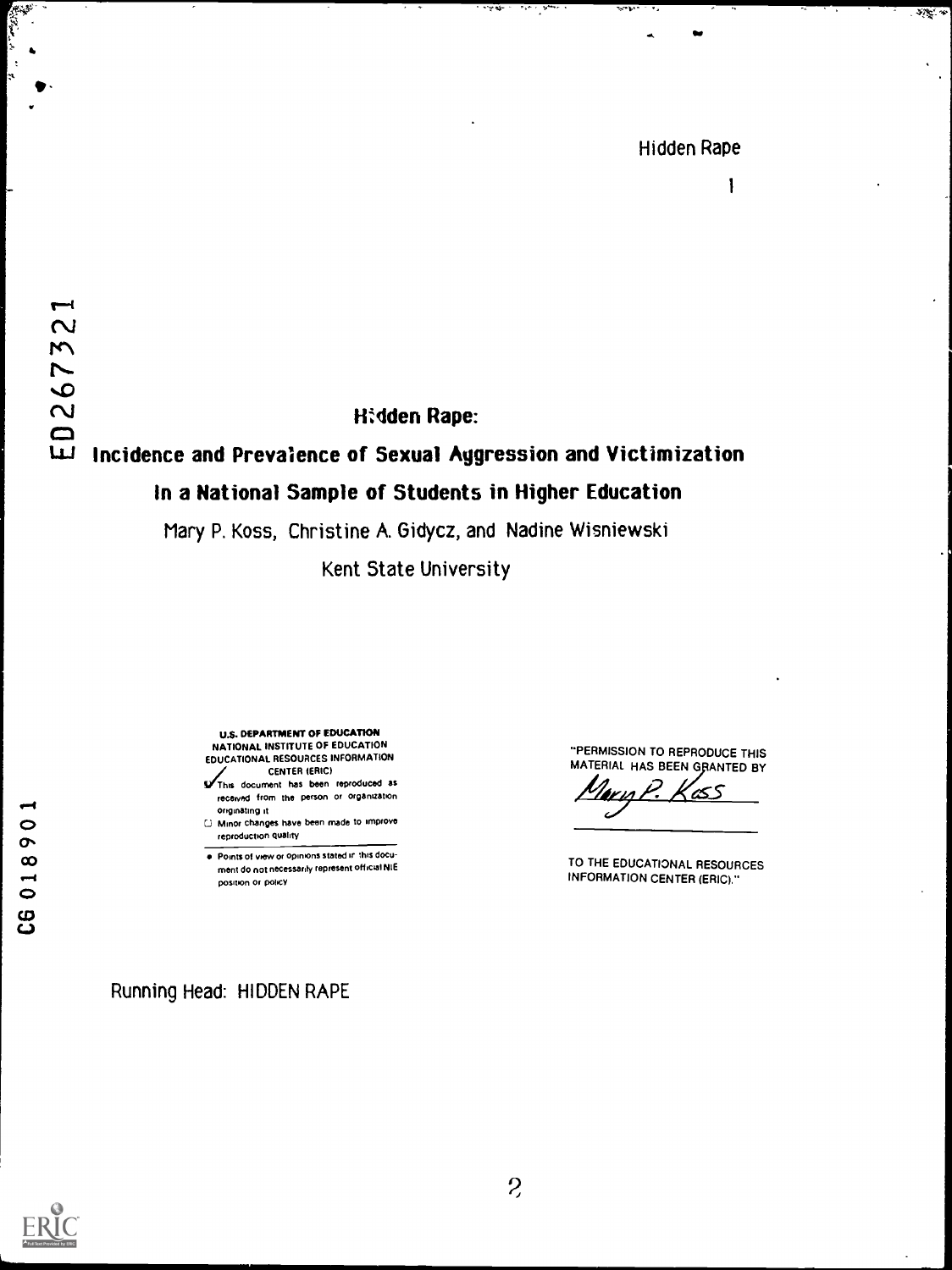ED267321

# Hidden Rape:

## Incidence and Prevalence of Sexual Aggression and Victimization In a National Sample of Students in Higher Education

Mary P. Koss, Christine A. Gidycz, and Nadine Wisniewski

Kent State University

U.S. DEPARTMENT OF EDUCATION
NATIONAL INSTITUTE OF EDUCATION
EDUCATIONAL RESOURCES INFORMATION CENTER (ERIC)

- This document has been reproduced as received from the person or organization originating it
- Minor changes have been made to improve reproduction quality
- Points of view or opinions stated in this document do not necessarily represent official NIE position or policy

"PERMISSION TO REPRODUCE THIS MATERIAL HAS BEEN GRANTED BY

Mary P. Koss

TO THE EDUCATIONAL RESOURCES INFORMATION CENTER (ERIC)."

CG 018901

Running Head: HIDDEN RAPE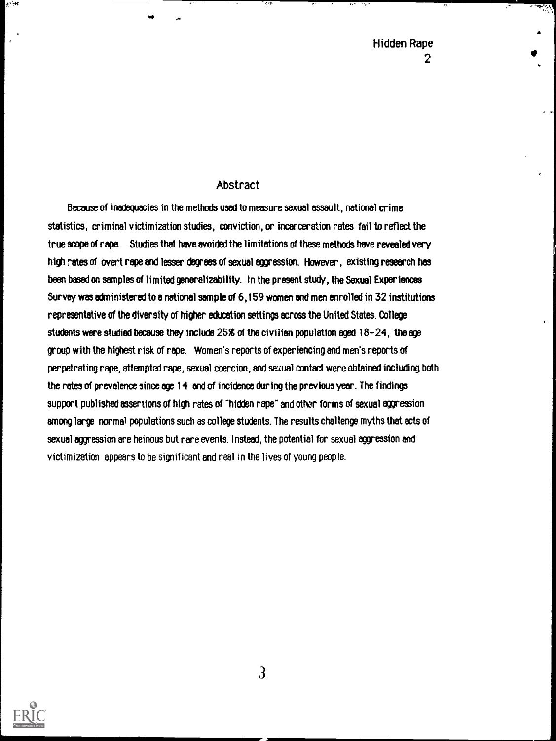## Abstract

Because of inadequacies in the methods used to measure sexual assault, national crime statistics, criminal victimization studies, conviction, or incarceration rates fail to reflect the true scope of rape. Studies that have avoided the limitations of these methods have revealed very high rates of overt rape and lesser degrees of sexual aggression. However, existing research has been based on samples of limited generalizability. In the present study, the Sexual Experiences Survey was administered to a national sample of 6,159 women and men enrolled in 32 institutions representative of the diversity of higher education settings across the United States. College students were studied because they include 25% of the civilian population aged 18-24, the age group with the highest risk of rape. Women's reports of experiencing and men's reports of perpetrating rape, attempted rape, sexual coercion, and sexual contact were obtained including both the rates of prevalence since age 14 and of incidence during the previous year. The findings support published assertions of high rates of "hidden rape" and other forms of sexual aggression among large normal populations such as college students. The results challenge myths that acts of sexual aggression are heinous but rare events. Instead, the potential for sexual aggression and victimization appears to be significant and real in the lives of young people.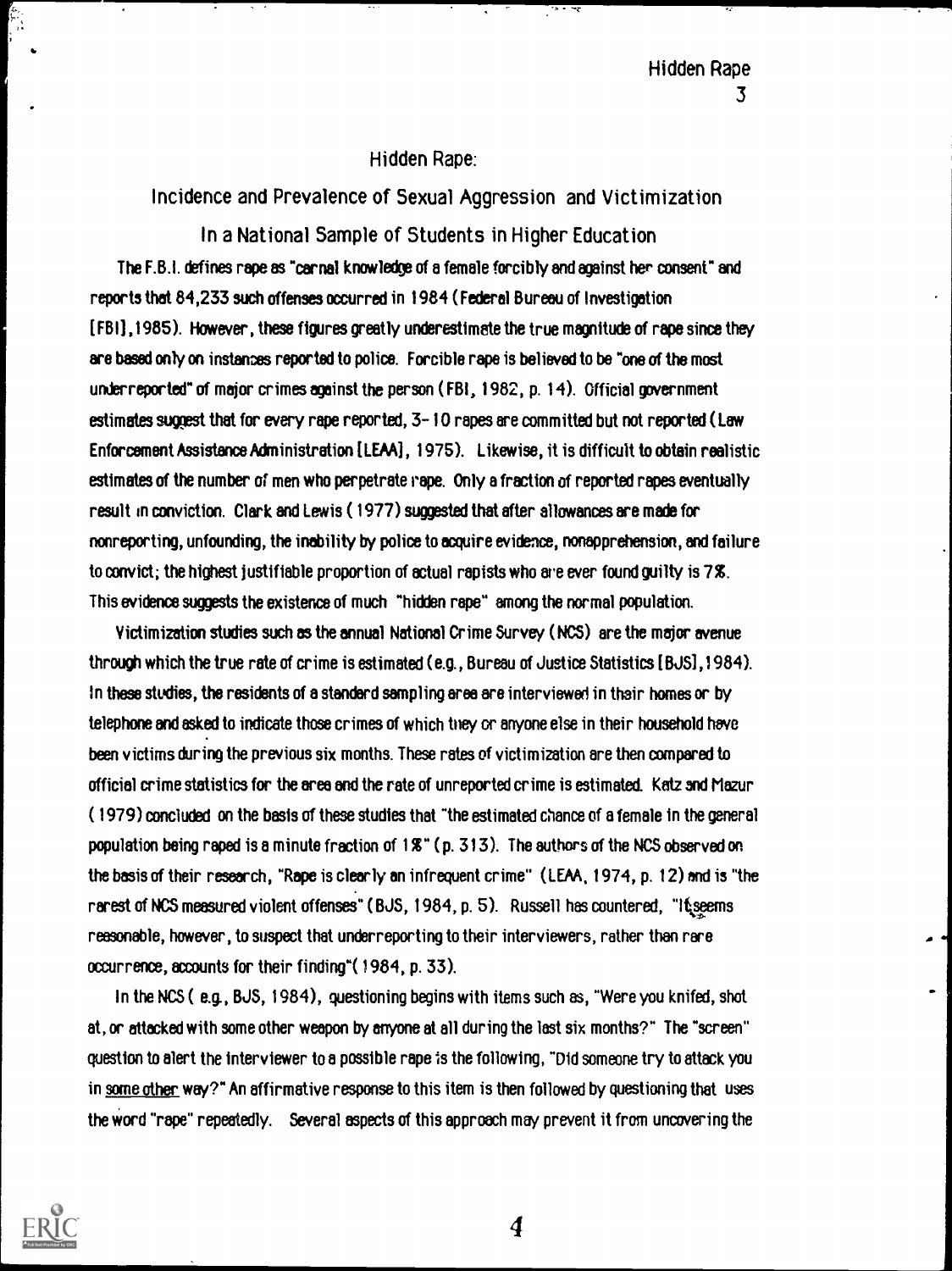# Hidden Rape:

## Incidence and Prevalence of Sexual Aggression and Victimization

## In a National Sample of Students in Higher Education

The F.B.I. defines rape as "carnal knowledge of a female forcibly and against her consent" and reports that 84,233 such offenses occurred in 1984 (Federal Bureau of Investigation [FBI], 1985). However, these figures greatly underestimate the true magnitude of rape since they are based only on instances reported to police. Forcible rape is believed to be "one of the most underreported" of major crimes against the person (FBI, 1982, p. 14). Official government estimates suggest that for every rape reported, 3-10 rapes are committed but not reported (Law Enforcement Assistance Administration [LEAA], 1975). Likewise, it is difficult to obtain realistic estimates of the number of men who perpetrate rape. Only a fraction of reported rapes eventually result in conviction. Clark and Lewis (1977) suggested that after allowances are made for nonreporting, unfounding, the inability by police to acquire evidence, nonapprehension, and failure to convict; the highest justifiable proportion of actual rapists who are ever found guilty is 7%. This evidence suggests the existence of much "hidden rape" among the normal population.

Victimization studies such as the annual National Crime Survey (NCS) are the major avenue through which the true rate of crime is estimated (e.g., Bureau of Justice Statistics [BJS], 1984). In these studies, the residents of a standard sampling area are interviewed in their homes or by telephone and asked to indicate those crimes of which they or anyone else in their household have been victims during the previous six months. These rates of victimization are then compared to official crime statistics for the area and the rate of unreported crime is estimated. Katz and Mazur (1979) concluded on the basis of these studies that "the estimated chance of a female in the general population being raped is a minute fraction of 1%" (p. 313). The authors of the NCS observed on the basis of their research, "Rape is clearly an infrequent crime" (LEAA, 1974, p. 12) and is "the rarest of NCS measured violent offenses" (BJS, 1984, p. 5). Russell has countered, "It seems reasonable, however, to suspect that underreporting to their interviewers, rather than rare occurrence, accounts for their finding" (1984, p. 33).

In the NCS (e.g., BJS, 1984), questioning begins with items such as, "Were you knifed, shot at, or attacked with some other weapon by anyone at all during the last six months?" The "screen" question to alert the interviewer to a possible rape is the following, "Did someone try to attack you in <u>some other</u> way?" An affirmative response to this item is then followed by questioning that uses the word "rape" repeatedly. Several aspects of this approach may prevent it from uncovering the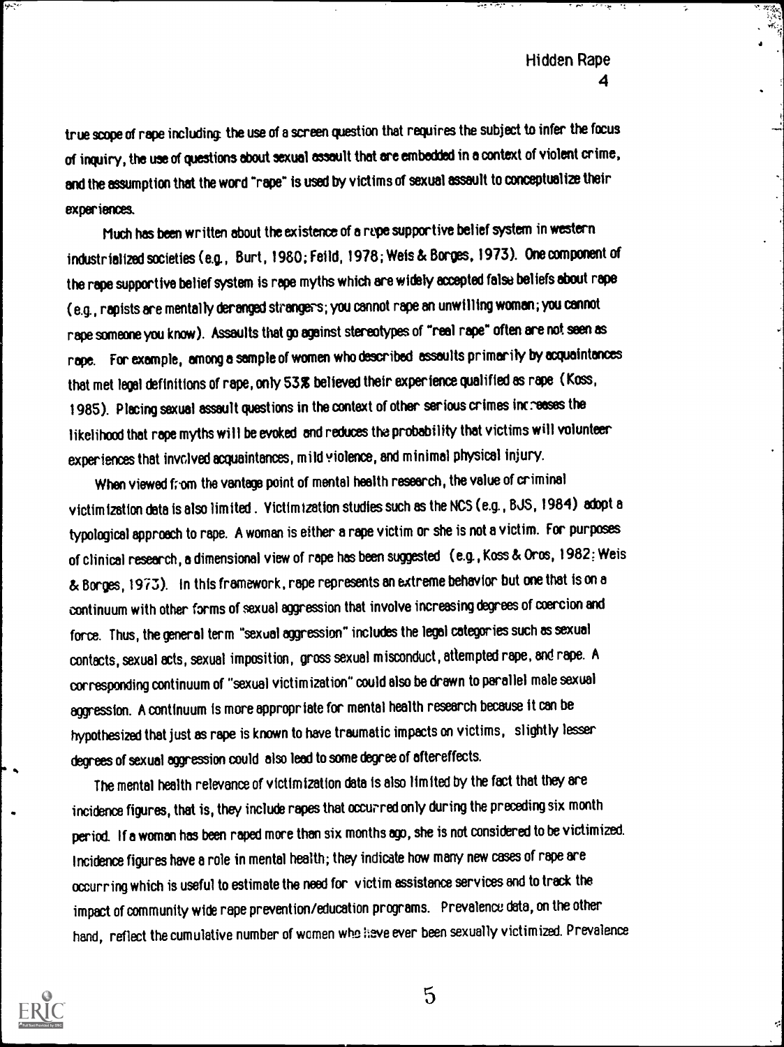true scope of rape including: the use of a screen question that requires the subject to infer the focus of inquiry, the use of questions about sexual assault that are embedded in a context of violent crime, and the assumption that the word "rape" is used by victims of sexual assault to conceptualize their experiences.

Much has been written about the existence of a rape supportive belief system in western industrialized societies (e.g., Burt, 1980; Feild, 1978; Weis & Borges, 1973). One component of the rape supportive belief system is rape myths which are widely accepted false beliefs about rape (e.g., rapists are mentally deranged strangers; you cannot rape an unwilling woman; you cannot rape someone you know). Assaults that go against stereotypes of "real rape" often are not seen as rape. For example, among a sample of women who described assaults primarily by acquaintances that met legal definitions of rape, only 53% believed their experience qualified as rape (Koss, 1985). Placing sexual assault questions in the context of other serious crimes increases the likelihood that rape myths will be evoked and reduces the probability that victims will volunteer experiences that involved acquaintances, mild violence, and minimal physical injury.

When viewed from the vantage point of mental health research, the value of criminal victimization data is also limited. Victimization studies such as the NCS (e.g., BJS, 1984) adopt a typological approach to rape. A woman is either a rape victim or she is not a victim. For purposes of clinical research, a dimensional view of rape has been suggested (e.g., Koss & Oros, 1982; Weis & Borges, 1973). In this framework, rape represents an extreme behavior but one that is on a continuum with other forms of sexual aggression that involve increasing degrees of coercion and force. Thus, the general term "sexual aggression" includes the legal categories such as sexual contacts, sexual acts, sexual imposition, gross sexual misconduct, attempted rape, and rape. A corresponding continuum of "sexual victimization" could also be drawn to parallel male sexual aggression. A continuum is more appropriate for mental health research because it can be hypothesized that just as rape is known to have traumatic impacts on victims, slightly lesser degrees of sexual aggression could also lead to some degree of aftereffects.

The mental health relevance of victimization data is also limited by the fact that they are incidence figures, that is, they include rapes that occurred only during the preceding six month period. If a woman has been raped more than six months ago, she is not considered to be victimized. Incidence figures have a role in mental health; they indicate how many new cases of rape are occurring which is useful to estimate the need for victim assistance services and to track the impact of community wide rape prevention/education programs. Prevalence data, on the other hand, reflect the cumulative number of women who have ever been sexually victimized. Prevalence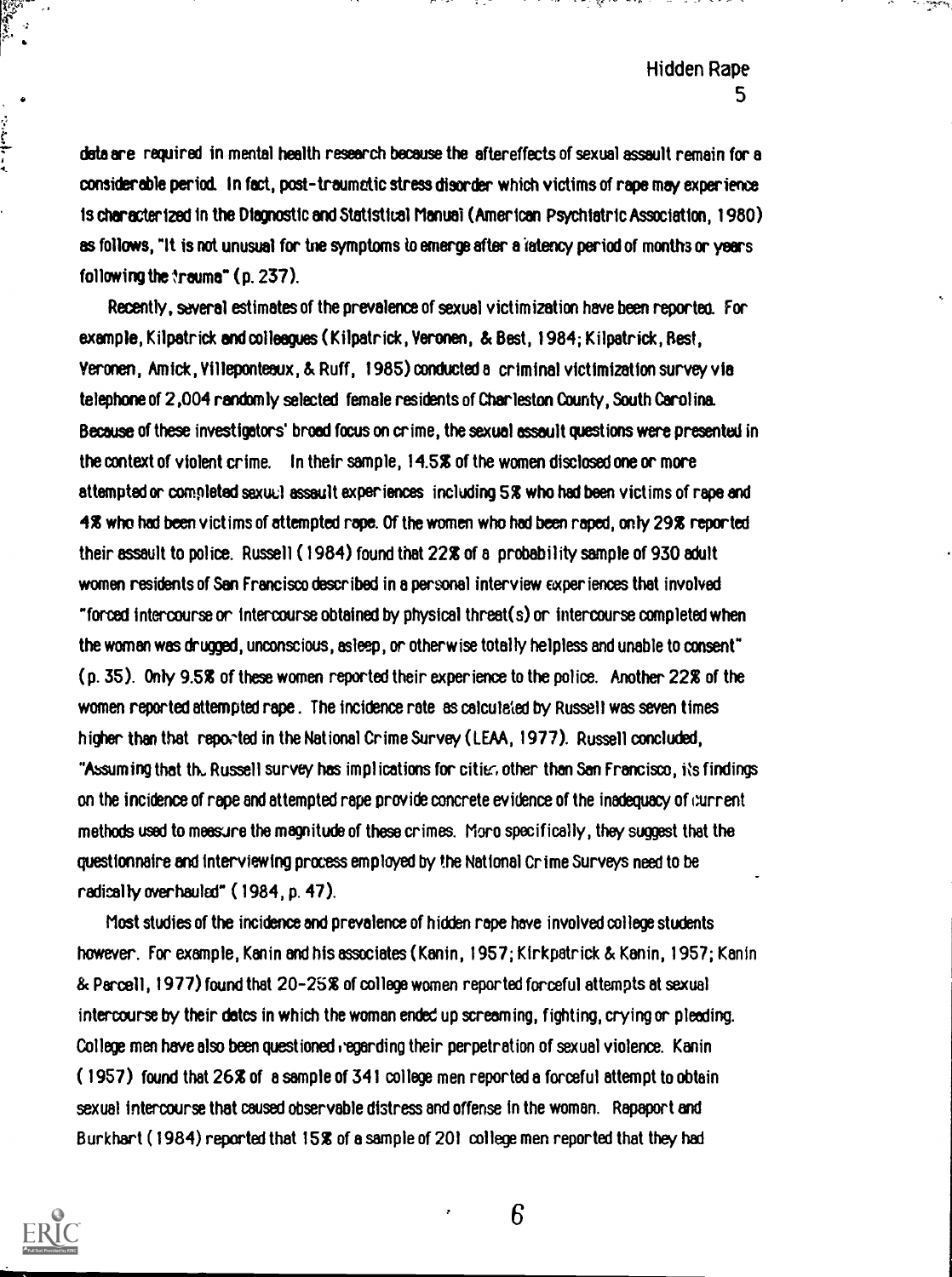data are required in mental health research because the aftereffects of sexual assault remain for a considerable period. In fact, post-traumatic stress disorder which victims of rape may experience is characterized in the Diagnostic and Statistical Manual (American Psychiatric Association, 1980) as follows, "It is not unusual for the symptoms to emerge after a latency period of months or years following the trauma" (p. 237).

Recently, several estimates of the prevalence of sexual victimization have been reported. For example, Kilpatrick and colleagues (Kilpatrick, Veronen, & Best, 1984; Kilpatrick, Best, Veronen, Amick, Villeponteaux, & Ruff, 1985) conducted a criminal victimization survey via telephone of 2,004 randomly selected female residents of Charleston County, South Carolina. Because of these investigators' broad focus on crime, the sexual assault questions were presented in the context of violent crime. In their sample, 14.5% of the women disclosed one or more attempted or completed sexual assault experiences including 5% who had been victims of rape and 4% who had been victims of attempted rape. Of the women who had been raped, only 29% reported their assault to police. Russell (1984) found that 22% of a probability sample of 930 adult women residents of San Francisco described in a personal interview experiences that involved "forced intercourse or intercourse obtained by physical threat(s) or intercourse completed when the woman was drugged, unconscious, asleep, or otherwise totally helpless and unable to consent" (p. 35). Only 9.5% of these women reported their experience to the police. Another 22% of the women reported attempted rape. The incidence rate as calculated by Russell was seven times higher than that reported in the National Crime Survey (LEAA, 1977). Russell concluded, "Assuming that the Russell survey has implications for cities other than San Francisco, its findings on the incidence of rape and attempted rape provide concrete evidence of the inadequacy of current methods used to measure the magnitude of these crimes. More specifically, they suggest that the questionnaire and interviewing process employed by the National Crime Surveys need to be radically overhauled" (1984, p. 47).

Most studies of the incidence and prevalence of hidden rape have involved college students however. For example, Kanin and his associates (Kanin, 1957; Kirkpatrick & Kanin, 1957; Kanin & Parcell, 1977) found that 20-25% of college women reported forceful attempts at sexual intercourse by their dates in which the woman ended up screaming, fighting, crying or pleading. College men have also been questioned regarding their perpetration of sexual violence. Kanin (1957) found that 26% of a sample of 341 college men reported a forceful attempt to obtain sexual intercourse that caused observable distress and offense in the woman. Rapaport and Burkhart (1984) reported that 15% of a sample of 201 college men reported that they had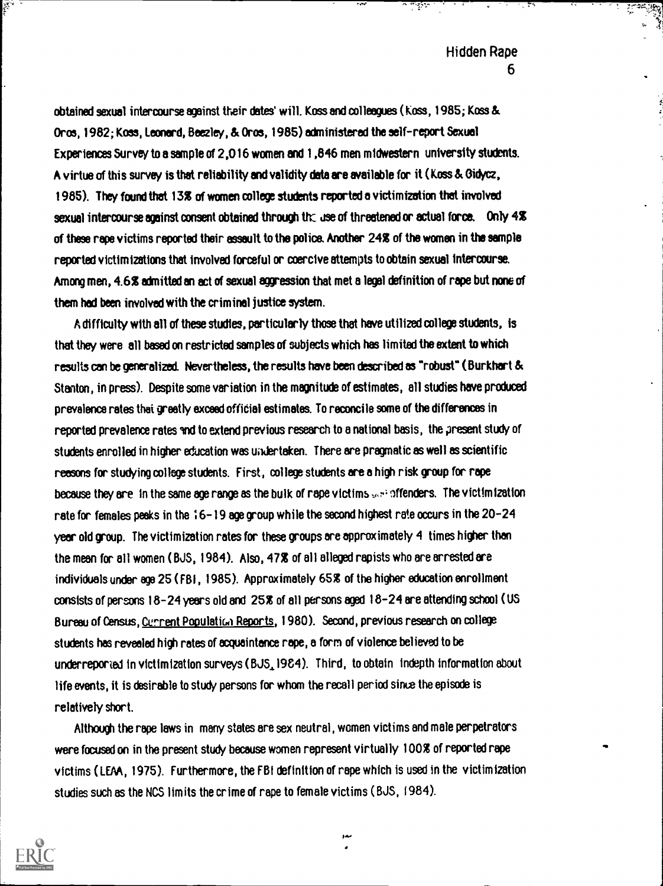obtained sexual intercourse against their dates' will. Koss and colleagues (Koss, 1985; Koss & Oros, 1982; Koss, Leonard, Beezley, & Oros, 1985) administered the self-report Sexual Experiences Survey to a sample of 2,016 women and 1,846 men midwestern university students. A virtue of this survey is that reliability and validity data are available for it (Koss & Gidycz, 1985). They found that 13% of women college students reported a victimization that involved sexual intercourse against consent obtained through the use of threatened or actual force. Only 4% of these rape victims reported their assault to the police. Another 24% of the women in the sample reported victimizations that involved forceful or coercive attempts to obtain sexual intercourse. Among men, 4.6% admitted an act of sexual aggression that met a legal definition of rape but none of them had been involved with the criminal justice system.

A difficulty with all of these studies, particularly those that have utilized college students, is that they were all based on restricted samples of subjects which has limited the extent to which results can be generalized. Nevertheless, the results have been described as "robust" (Burkhart & Stanton, in press). Despite some variation in the magnitude of estimates, all studies have produced prevalence rates that greatly exceed official estimates. To reconcile some of the differences in reported prevalence rates and to extend previous research to a national basis, the present study of students enrolled in higher education was undertaken. There are pragmatic as well as scientific reasons for studying college students. First, college students are a high risk group for rape because they are in the same age range as the bulk of rape victims and offenders. The victimization rate for females peaks in the 16-19 age group while the second highest rate occurs in the 20-24 year old group. The victimization rates for these groups are approximately 4 times higher than the mean for all women (BJS, 1984). Also, 47% of all alleged rapists who are arrested are individuals under age 25 (FBI, 1985). Approximately 65% of the higher education enrollment consists of persons 18-24 years old and 25% of all persons aged 18-24 are attending school (US Bureau of Census, Current Population Reports, 1980). Second, previous research on college students has revealed high rates of acquaintance rape, a form of violence believed to be underreported in victimization surveys (BJS, 1984). Third, to obtain indepth information about life events, it is desirable to study persons for whom the recall period since the episode is relatively short.

Although the rape laws in many states are sex neutral, women victims and male perpetrators were focused on in the present study because women represent virtually 100% of reported rape victims (LEAA, 1975). Furthermore, the FBI definition of rape which is used in the victimization studies such as the NCS limits the crime of rape to female victims (BJS, 1984).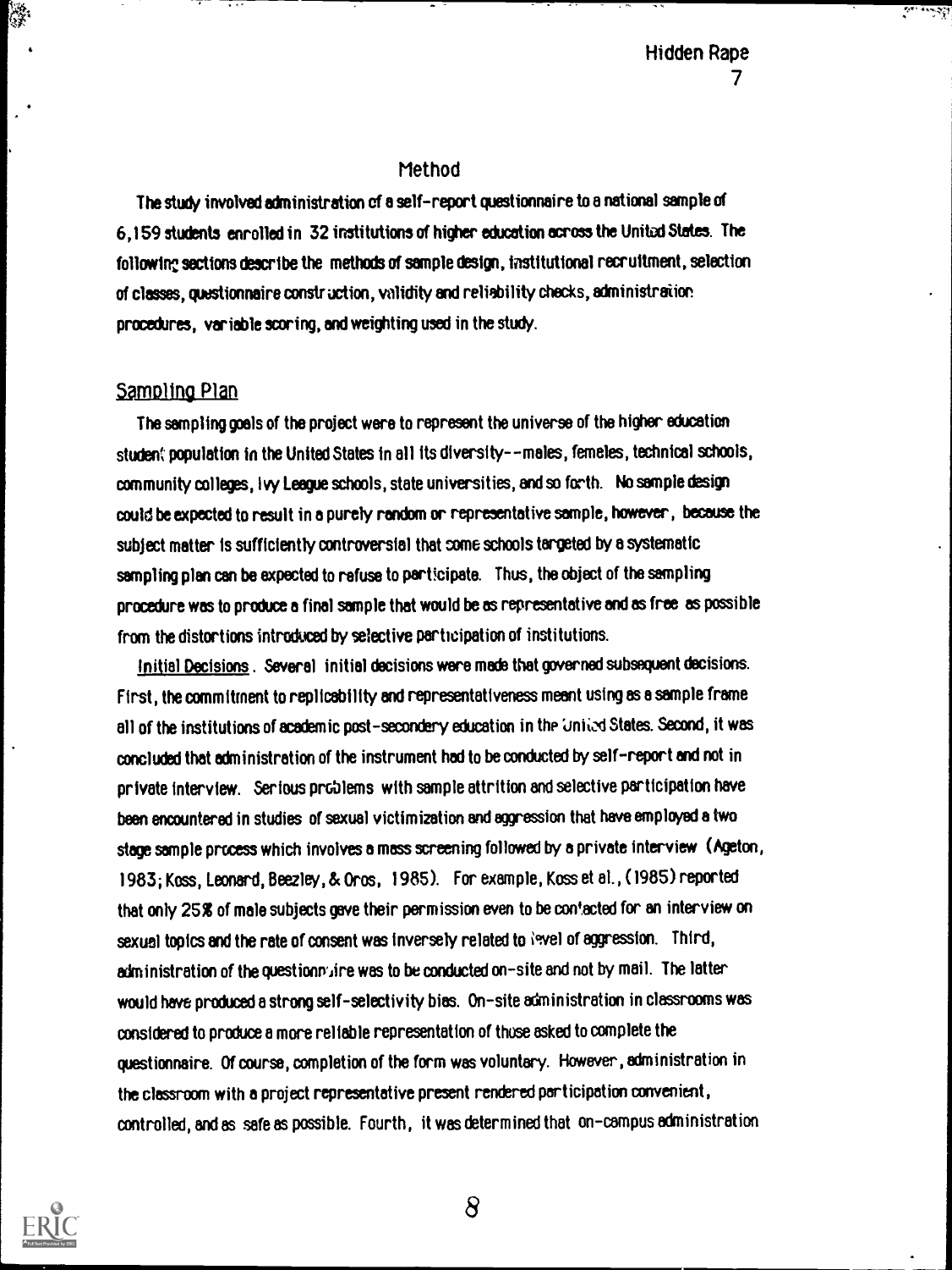## Method

The study involved administration of a self-report questionnaire to a national sample of 6,159 students enrolled in 32 institutions of higher education across the United States. The following sections describe the methods of sample design, institutional recruitment, selection of classes, questionnaire construction, validity and reliability checks, administration procedures, variable scoring, and weighting used in the study.

### Sampling Plan

The sampling goals of the project were to represent the universe of the higher education student population in the United States in all its diversity--males, females, technical schools, community colleges, Ivy League schools, state universities, and so forth. No sample design could be expected to result in a purely random or representative sample, however, because the subject matter is sufficiently controversial that some schools targeted by a systematic sampling plan can be expected to refuse to participate. Thus, the object of the sampling procedure was to produce a final sample that would be as representative and as free as possible from the distortions introduced by selective participation of institutions.

Initial Decisions. Several initial decisions were made that governed subsequent decisions. First, the commitment to replicability and representativeness meant using as a sample frame all of the institutions of academic post-secondary education in the United States. Second, it was concluded that administration of the instrument had to be conducted by self-report and not in private interview. Serious problems with sample attrition and selective participation have been encountered in studies of sexual victimization and aggression that have employed a two stage sample process which involves a mass screening followed by a private interview (Ageton, 1983; Koss, Leonard, Beezley, & Oros, 1985). For example, Koss et al., (1985) reported that only 25% of male subjects gave their permission even to be contacted for an interview on sexual topics and the rate of consent was inversely related to level of aggression. Third, administration of the questionnaire was to be conducted on-site and not by mail. The latter would have produced a strong self-selectivity bias. On-site administration in classrooms was considered to produce a more reliable representation of those asked to complete the questionnaire. Of course, completion of the form was voluntary. However, administration in the classroom with a project representative present rendered participation convenient, controlled, and as safe as possible. Fourth, it was determined that on-campus administration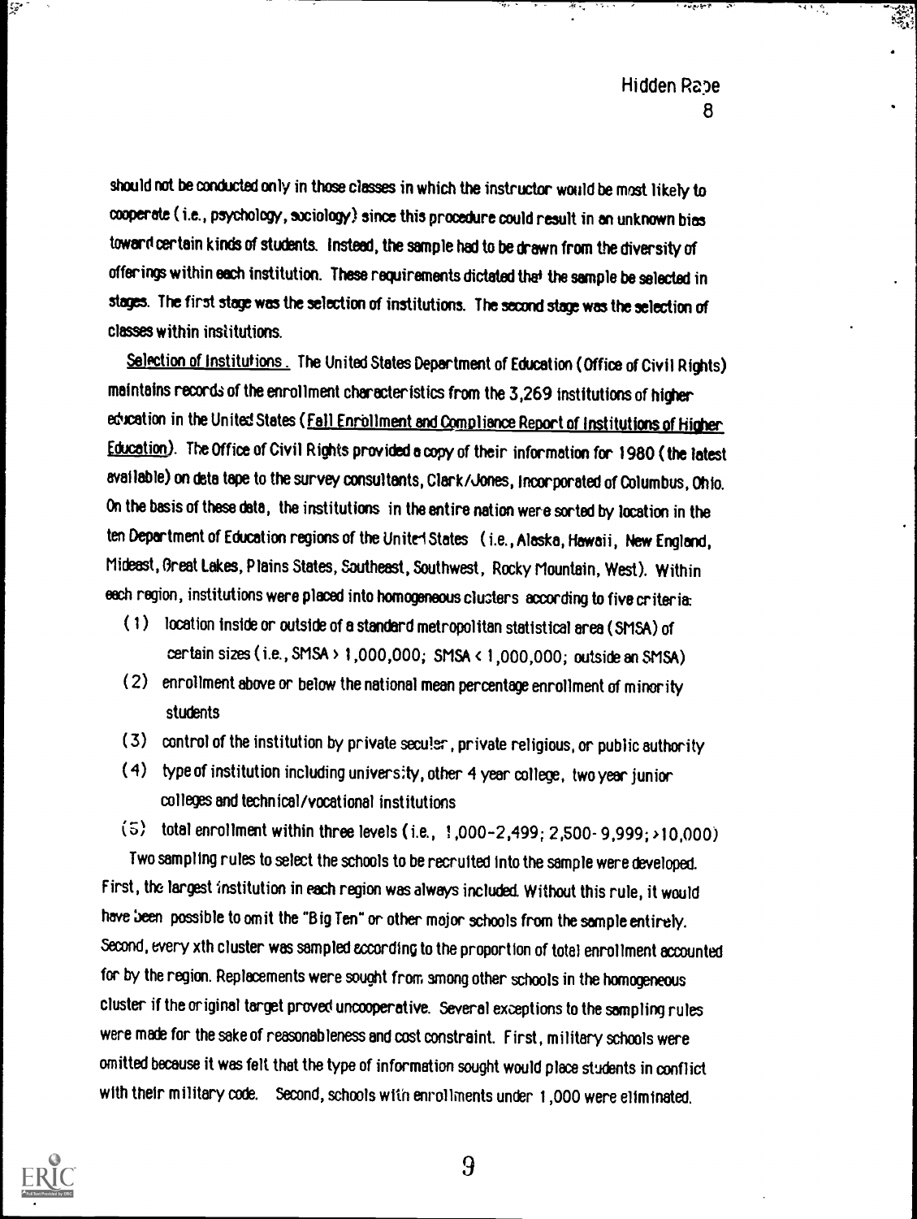should not be conducted only in those classes in which the instructor would be most likely to cooperate (i.e., psychology, sociology) since this procedure could result in an unknown bias toward certain kinds of students. Instead, the sample had to be drawn from the diversity of offerings within each institution. These requirements dictated that the sample be selected in stages. The first stage was the selection of institutions. The second stage was the selection of classes within institutions.

Selection of Institutions. The United States Department of Education (Office of Civil Rights) maintains records of the enrollment characteristics from the 3,269 institutions of higher education in the United States (Fall Enrollment and Compliance Report of Institutions of Higher Education). The Office of Civil Rights provided a copy of their information for 1980 (the latest available) on data tape to the survey consultants, Clark/Jones, Incorporated of Columbus, Ohio. On the basis of these data, the institutions in the entire nation were sorted by location in the ten Department of Education regions of the United States (i.e., Alaska, Hawaii, New England, Mideast, Great Lakes, Plains States, Southeast, Southwest, Rocky Mountain, West). Within each region, institutions were placed into homogeneous clusters according to five criteria:

(1) location inside or outside of a standard metropolitan statistical area (SMSA) of certain sizes (i.e., SMSA > 1,000,000; SMSA < 1,000,000; outside an SMSA)

(2) enrollment above or below the national mean percentage enrollment of minority students

(3) control of the institution by private secular, private religious, or public authority

(4) type of institution including university, other 4 year college, two year junior colleges and technical/vocational institutions

(5) total enrollment within three levels (i.e., 1,000-2,499; 2,500-9,999; >10,000)

Two sampling rules to select the schools to be recruited into the sample were developed. First, the largest institution in each region was always included. Without this rule, it would have been possible to omit the "Big Ten" or other major schools from the sample entirely. Second, every xth cluster was sampled according to the proportion of total enrollment accounted for by the region. Replacements were sought from among other schools in the homogeneous cluster if the original target proved uncooperative. Several exceptions to the sampling rules were made for the sake of reasonableness and cost constraint. First, military schools were omitted because it was felt that the type of information sought would place students in conflict with their military code. Second, schools with enrollments under 1,000 were eliminated.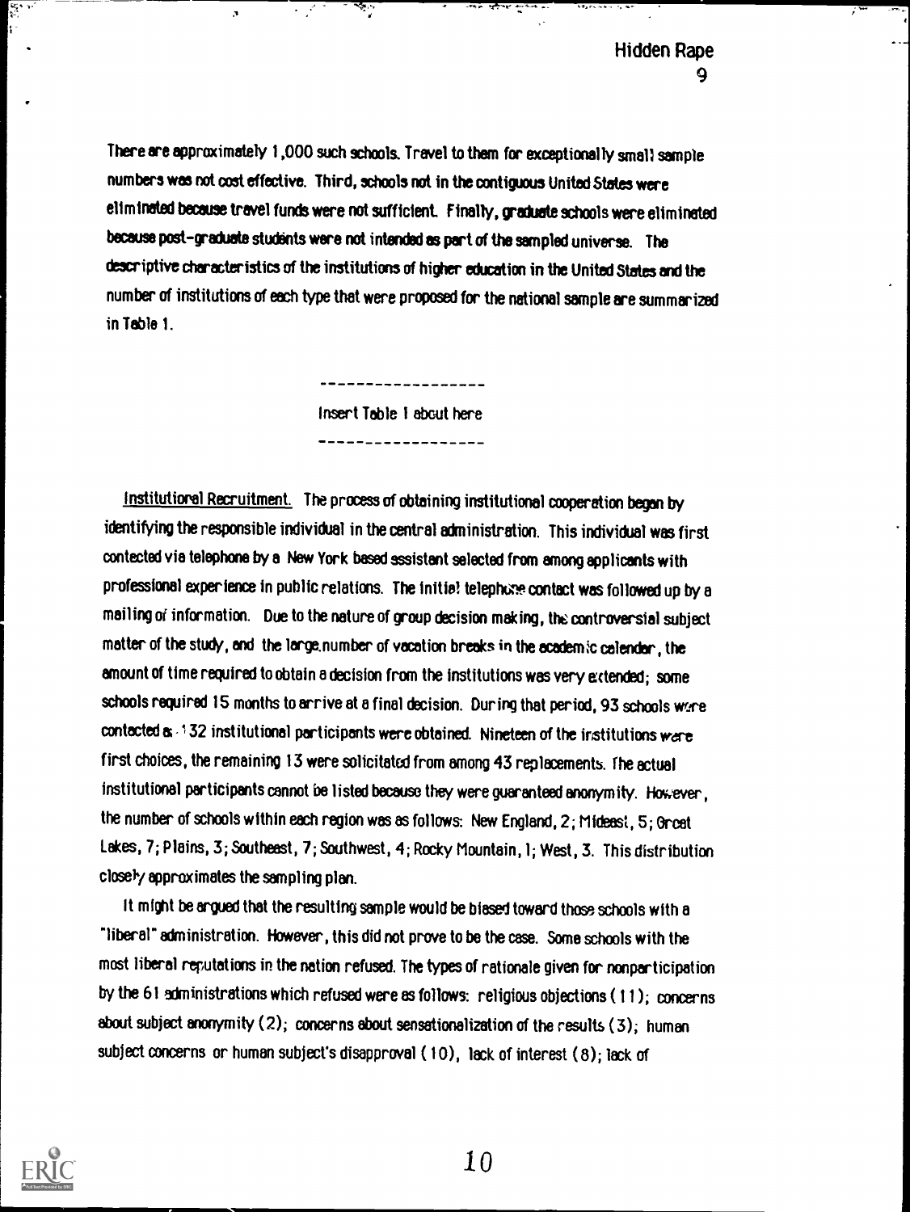There are approximately 1,000 such schools. Travel to them for exceptionally small sample numbers was not cost effective. Third, schools not in the contiguous United States were eliminated because travel funds were not sufficient. Finally, graduate schools were eliminated because post-graduate students were not intended as part of the sampled universe. The descriptive characteristics of the institutions of higher education in the United States and the number of institutions of each type that were proposed for the national sample are summarized in Table 1.

------------------

Insert Table 1 about here

------------------

Institutional Recruitment. The process of obtaining institutional cooperation began by identifying the responsible individual in the central administration. This individual was first contacted via telephone by a New York based assistant selected from among applicants with professional experience in public relations. The initial telephone contact was followed up by a mailing of information. Due to the nature of group decision making, the controversial subject matter of the study, and the large number of vacation breaks in the academic calendar, the amount of time required to obtain a decision from the institutions was very extended; some schools required 15 months to arrive at a final decision. During that period, 93 schools were contacted as 32 institutional participants were obtained. Nineteen of the institutions were first choices, the remaining 13 were solicited from among 43 replacements. The actual institutional participants cannot be listed because they were guaranteed anonymity. However, the number of schools within each region was as follows: New England, 2; Mideast, 5; Great Lakes, 7; Plains, 3; Southeast, 7; Southwest, 4; Rocky Mountain, 1; West, 3. This distribution closely approximates the sampling plan.

It might be argued that the resulting sample would be biased toward those schools with a "liberal" administration. However, this did not prove to be the case. Some schools with the most liberal reputations in the nation refused. The types of rationale given for nonparticipation by the 61 administrations which refused were as follows: religious objections (11); concerns about subject anonymity (2); concerns about sensationalization of the results (3); human subject concerns or human subject's disapproval (10), lack of interest (8); lack of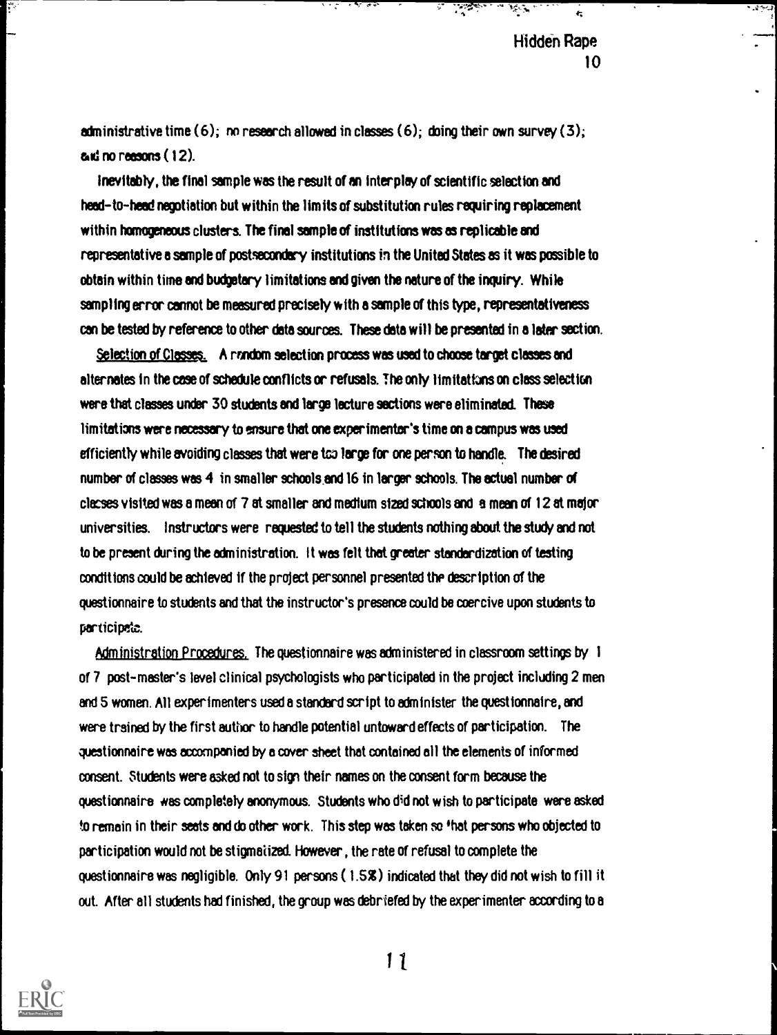administrative time (6); no research allowed in classes (6); doing their own survey (3); and no reasons (12).

Inevitably, the final sample was the result of an interplay of scientific selection and head-to-head negotiation but within the limits of substitution rules requiring replacement within homogeneous clusters. The final sample of institutions was as replicable and representative a sample of postsecondary institutions in the United States as it was possible to obtain within time and budgetary limitations and given the nature of the inquiry. While sampling error cannot be measured precisely with a sample of this type, representativeness can be tested by reference to other data sources. These data will be presented in a later section.

Selection of Classes. A random selection process was used to choose target classes and alternates in the case of schedule conflicts or refusals. The only limitations on class selection were that classes under 30 students and large lecture sections were eliminated. These limitations were necessary to ensure that one experimenter's time on a campus was used efficiently while avoiding classes that were too large for one person to handle. The desired number of classes was 4 in smaller schools and 16 in larger schools. The actual number of classes visited was a mean of 7 at smaller and medium sized schools and a mean of 12 at major universities. Instructors were requested to tell the students nothing about the study and not to be present during the administration. It was felt that greater standardization of testing conditions could be achieved if the project personnel presented the description of the questionnaire to students and that the instructor's presence could be coercive upon students to participate.

Administration Procedures. The questionnaire was administered in classroom settings by 1 of 7 post-master's level clinical psychologists who participated in the project including 2 men and 5 women. All experimenters used a standard script to administer the questionnaire, and were trained by the first author to handle potential untoward effects of participation. The questionnaire was accompanied by a cover sheet that contained all the elements of informed consent. Students were asked not to sign their names on the consent form because the questionnaire was completely anonymous. Students who did not wish to participate were asked to remain in their seats and do other work. This step was taken so that persons who objected to participation would not be stigmatized. However, the rate of refusal to complete the questionnaire was negligible. Only 91 persons (1.5%) indicated that they did not wish to fill it out. After all students had finished, the group was debriefed by the experimenter according to a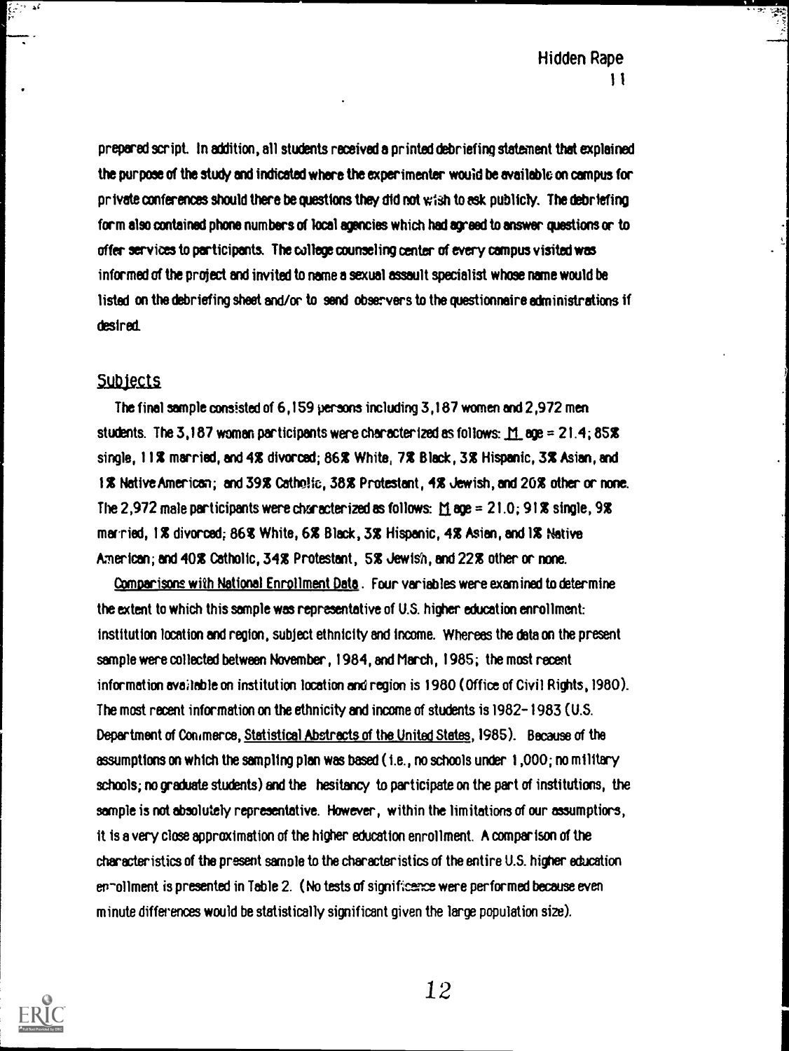prepared script. In addition, all students received a printed debriefing statement that explained the purpose of the study and indicated where the experimenter would be available on campus for private conferences should there be questions they did not wish to ask publicly. The debriefing form also contained phone numbers of local agencies which had agreed to answer questions or to offer services to participants. The college counseling center of every campus visited was informed of the project and invited to name a sexual assault specialist whose name would be listed on the debriefing sheet and/or to send observers to the questionnaire administrations if desired.

## Subjects

The final sample consisted of 6,159 persons including 3,187 women and 2,972 men students. The 3,187 women participants were characterized as follows: *M* age = 21.4; 85% single, 11% married, and 4% divorced; 86% White, 7% Black, 3% Hispanic, 3% Asian, and 1% Native American; and 39% Catholic, 38% Protestant, 4% Jewish, and 20% other or none. The 2,972 male participants were characterized as follows: *M* age = 21.0; 91% single, 9% married, 1% divorced; 86% White, 6% Black, 3% Hispanic, 4% Asian, and 1% Native American; and 40% Catholic, 34% Protestant, 5% Jewish, and 22% other or none.

Comparisons with National Enrollment Data. Four variables were examined to determine the extent to which this sample was representative of U.S. higher education enrollment: institution location and region, subject ethnicity and income. Whereas the data on the present sample were collected between November, 1984, and March, 1985; the most recent information available on institution location and region is 1980 (Office of Civil Rights, 1980). The most recent information on the ethnicity and income of students is 1982-1983 (U.S. Department of Commerce, Statistical Abstracts of the United States, 1985). Because of the assumptions on which the sampling plan was based (i.e., no schools under 1,000; no military schools; no graduate students) and the hesitancy to participate on the part of institutions, the sample is not absolutely representative. However, within the limitations of our assumptions, it is a very close approximation of the higher education enrollment. A comparison of the characteristics of the present sample to the characteristics of the entire U.S. higher education enrollment is presented in Table 2. (No tests of significance were performed because even minute differences would be statistically significant given the large population size).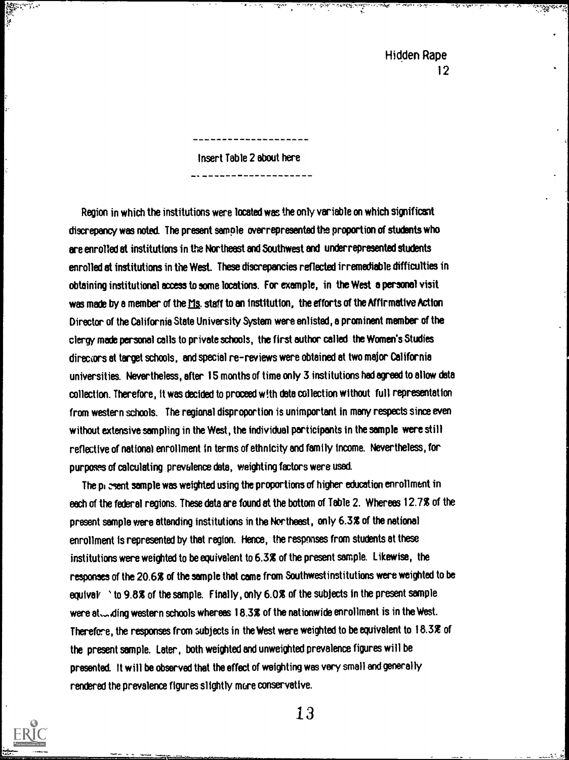---

Insert Table 2 about here

---

Region in which the institutions were located was the only variable on which significant discrepancy was noted. The present sample overrepresented the proportion of students who are enrolled at institutions in the Northeast and Southwest and underrepresented students enrolled at institutions in the West. These discrepancies reflected irremediable difficulties in obtaining institutional access to some locations. For example, in the West a personal visit was made by a member of the Ms. staff to an institution, the efforts of the Affirmative Action Director of the California State University System were enlisted, a prominent member of the clergy made personal calls to private schools, the first author called the Women's Studies directors at target schools, and special re-reviews were obtained at two major California universities. Nevertheless, after 15 months of time only 3 institutions had agreed to allow data collection. Therefore, it was decided to proceed with data collection without full representation from western schools. The regional disproportion is unimportant in many respects since even without extensive sampling in the West, the individual participants in the sample were still reflective of national enrollment in terms of ethnicity and family income. Nevertheless, for purposes of calculating prevalence data, weighting factors were used.

The present sample was weighted using the proportions of higher education enrollment in each of the federal regions. These data are found at the bottom of Table 2. Whereas 12.7% of the present sample were attending institutions in the Northeast, only 6.3% of the national enrollment is represented by that region. Hence, the responses from students at these institutions were weighted to be equivalent to 6.3% of the present sample. Likewise, the responses of the 20.6% of the sample that came from Southwest institutions were weighted to be equivalent to 9.8% of the sample. Finally, only 6.0% of the subjects in the present sample were attending western schools whereas 18.3% of the nationwide enrollment is in the West. Therefore, the responses from subjects in the West were weighted to be equivalent to 18.3% of the present sample. Later, both weighted and unweighted prevalence figures will be presented. It will be observed that the effect of weighting was very small and generally rendered the prevalence figures slightly more conservative.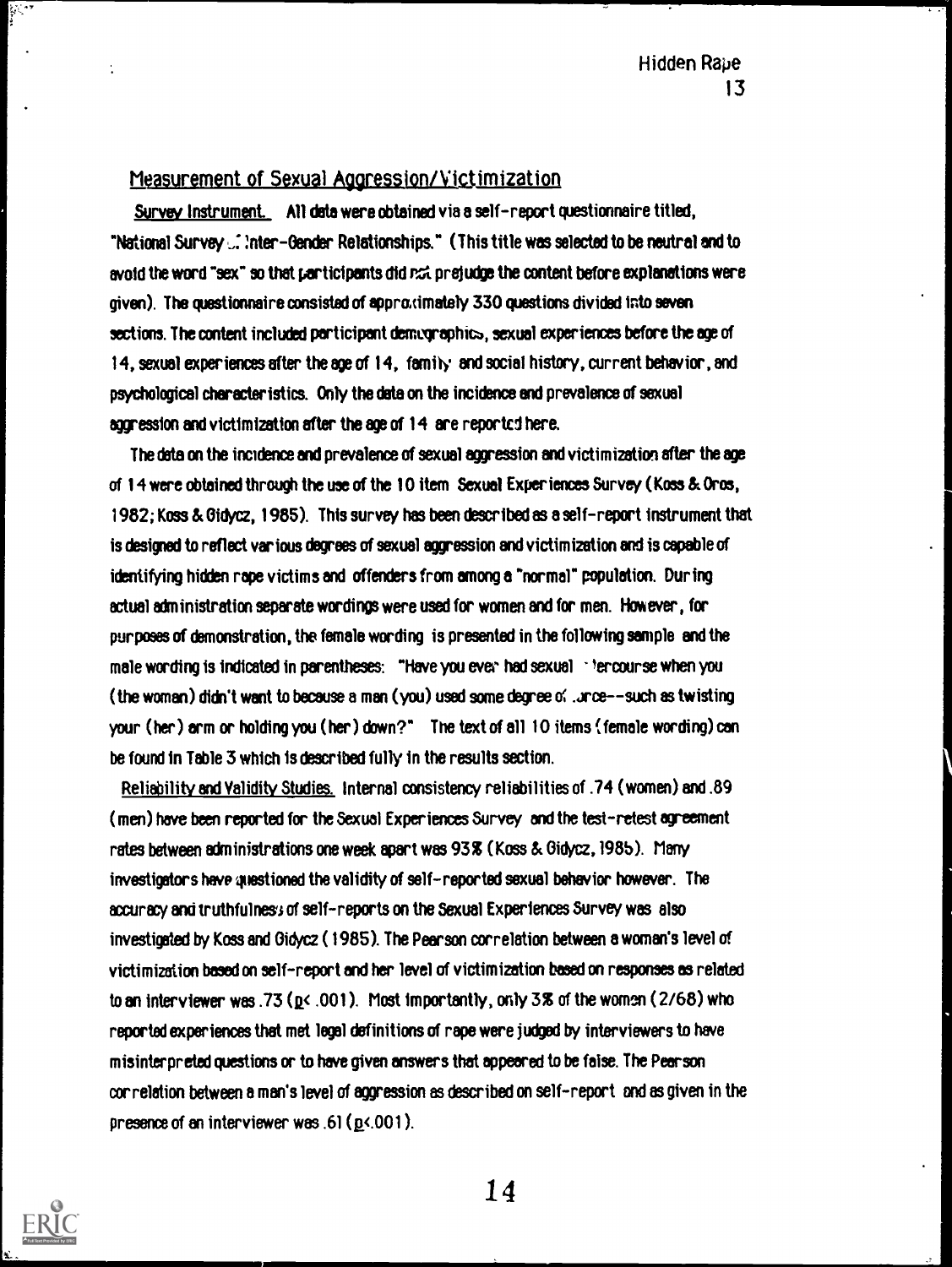## Measurement of Sexual Aggression/Victimization

Survey Instrument. All data were obtained via a self-report questionnaire titled, "National Survey of Inter-Gender Relationships." (This title was selected to be neutral and to avoid the word "sex" so that participants did not prejudge the content before explanations were given). The questionnaire consisted of approximately 330 questions divided into seven sections. The content included participant demographics, sexual experiences before the age of 14, sexual experiences after the age of 14, family and social history, current behavior, and psychological characteristics. Only the data on the incidence and prevalence of sexual aggression and victimization after the age of 14 are reported here.

The data on the incidence and prevalence of sexual aggression and victimization after the age of 14 were obtained through the use of the 10 item Sexual Experiences Survey (Koss & Oros, 1982; Koss & Gidycz, 1985). This survey has been described as a self-report instrument that is designed to reflect various degrees of sexual aggression and victimization and is capable of identifying hidden rape victims and offenders from among a "normal" population. During actual administration separate wordings were used for women and for men. However, for purposes of demonstration, the female wording is presented in the following sample and the male wording is indicated in parentheses: "Have you ever had sexual intercourse when you (the woman) didn't want to because a man (you) used some degree of force--such as twisting your (her) arm or holding you (her) down?" The text of all 10 items (female wording) can be found in Table 3 which is described fully in the results section.

Reliability and Validity Studies. Internal consistency reliabilities of .74 (women) and .89 (men) have been reported for the Sexual Experiences Survey and the test-retest agreement rates between administrations one week apart was 93% (Koss & Gidycz, 1985). Many investigators have questioned the validity of self-reported sexual behavior however. The accuracy and truthfulness of self-reports on the Sexual Experiences Survey was also investigated by Koss and Gidycz (1985). The Pearson correlation between a woman's level of victimization based on self-report and her level of victimization based on responses as related to an interviewer was .73 ($p < .001$). Most importantly, only 3% of the women (2/68) who reported experiences that met legal definitions of rape were judged by interviewers to have misinterpreted questions or to have given answers that appeared to be false. The Pearson correlation between a man's level of aggression as described on self-report and as given in the presence of an interviewer was .61 ($p < .001$).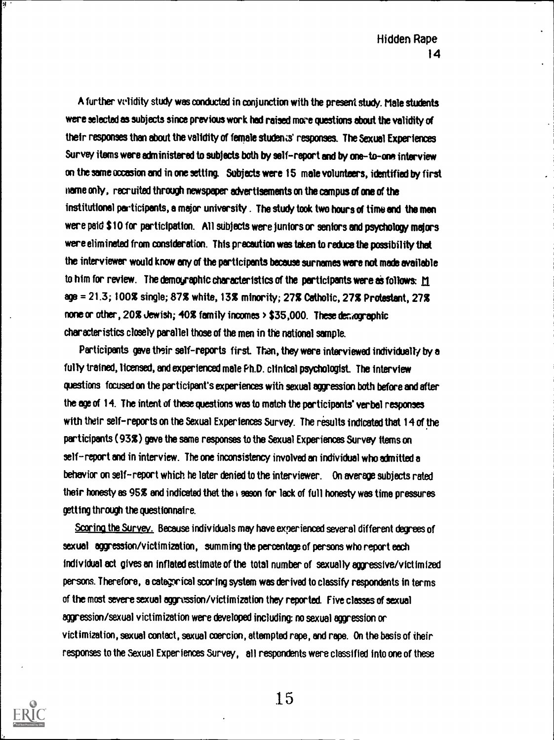A further validity study was conducted in conjunction with the present study. Male students were selected as subjects since previous work had raised more questions about the validity of their responses than about the validity of female students' responses. The Sexual Experiences Survey items were administered to subjects both by self-report and by one-to-one interview on the same occasion and in one setting. Subjects were 15 male volunteers, identified by first name only, recruited through newspaper advertisements on the campus of one of the institutional participants, a major university. The study took two hours of time and the men were paid $10 for participation. All subjects were juniors or seniors and psychology majors were eliminated from consideration. This precaution was taken to reduce the possibility that the interviewer would know any of the participants because surnames were not made available to him for review. The demographic characteristics of the participants were as follows: *M* age = 21.3; 100% single; 87% white, 13% minority; 27% Catholic, 27% Protestant, 27% none or other, 20% Jewish; 40% family incomes > $35,000. These demographic characteristics closely parallel those of the men in the national sample.

Participants gave their self-reports first. Then, they were interviewed individually by a fully trained, licensed, and experienced male Ph.D. clinical psychologist. The interview questions focused on the participant's experiences with sexual aggression both before and after the age of 14. The intent of these questions was to match the participants' verbal responses with their self-reports on the Sexual Experiences Survey. The results indicated that 14 of the participants (93%) gave the same responses to the Sexual Experiences Survey items on self-report and in interview. The one inconsistency involved an individual who admitted a behavior on self-report which he later denied to the interviewer. On average subjects rated their honesty as 95% and indicated that the reason for lack of full honesty was time pressures getting through the questionnaire.

<u>Scoring the Survey.</u> Because individuals may have experienced several different degrees of sexual aggression/victimization, summing the percentage of persons who report each individual act gives an inflated estimate of the total number of sexually aggressive/victimized persons. Therefore, a categorical scoring system was derived to classify respondents in terms of the most severe sexual aggression/victimization they reported. Five classes of sexual aggression/sexual victimization were developed including: no sexual aggression or victimization, sexual contact, sexual coercion, attempted rape, and rape. On the basis of their responses to the Sexual Experiences Survey, all respondents were classified into one of these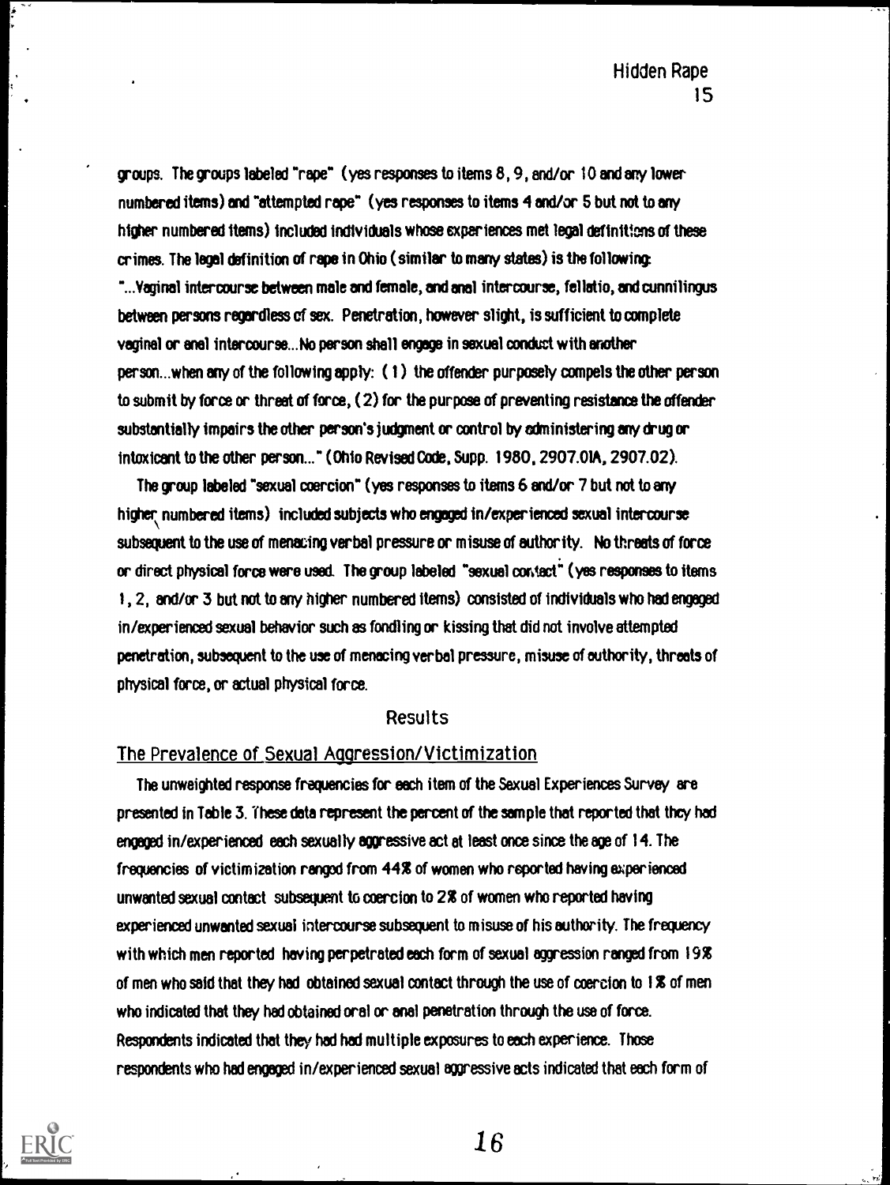groups. The groups labeled "rape" (yes responses to items 8, 9, and/or 10 and any lower numbered items) and "attempted rape" (yes responses to items 4 and/or 5 but not to any higher numbered items) included individuals whose experiences met legal definitions of these crimes. The legal definition of rape in Ohio (similar to many states) is the following: "...Vaginal intercourse between male and female, and anal intercourse, fellatio, and cunnilingus between persons regardless of sex. Penetration, however slight, is sufficient to complete vaginal or anal intercourse...No person shall engage in sexual conduct with another person...when any of the following apply: (1) the offender purposely compels the other person to submit by force or threat of force, (2) for the purpose of preventing resistance the offender substantially impairs the other person's judgment or control by administering any drug or intoxicant to the other person..." (Ohio Revised Code, Supp. 1980, 2907.01A, 2907.02).

The group labeled "sexual coercion" (yes responses to items 6 and/or 7 but not to any higher numbered items) included subjects who engaged in/experienced sexual intercourse subsequent to the use of menacing verbal pressure or misuse of authority. No threats of force or direct physical force were used. The group labeled "sexual contact" (yes responses to items 1, 2, and/or 3 but not to any higher numbered items) consisted of individuals who had engaged in/experienced sexual behavior such as fondling or kissing that did not involve attempted penetration, subsequent to the use of menacing verbal pressure, misuse of authority, threats of physical force, or actual physical force.

## Results

### The Prevalence of Sexual Aggression/Victimization

The unweighted response frequencies for each item of the Sexual Experiences Survey are presented in Table 3. These data represent the percent of the sample that reported that they had engaged in/experienced each sexually aggressive act at least once since the age of 14. The frequencies of victimization ranged from 44% of women who reported having experienced unwanted sexual contact subsequent to coercion to 2% of women who reported having experienced unwanted sexual intercourse subsequent to misuse of his authority. The frequency with which men reported having perpetrated each form of sexual aggression ranged from 19% of men who said that they had obtained sexual contact through the use of coercion to 1% of men who indicated that they had obtained oral or anal penetration through the use of force. Respondents indicated that they had had multiple exposures to each experience. Those respondents who had engaged in/experienced sexual aggressive acts indicated that each form of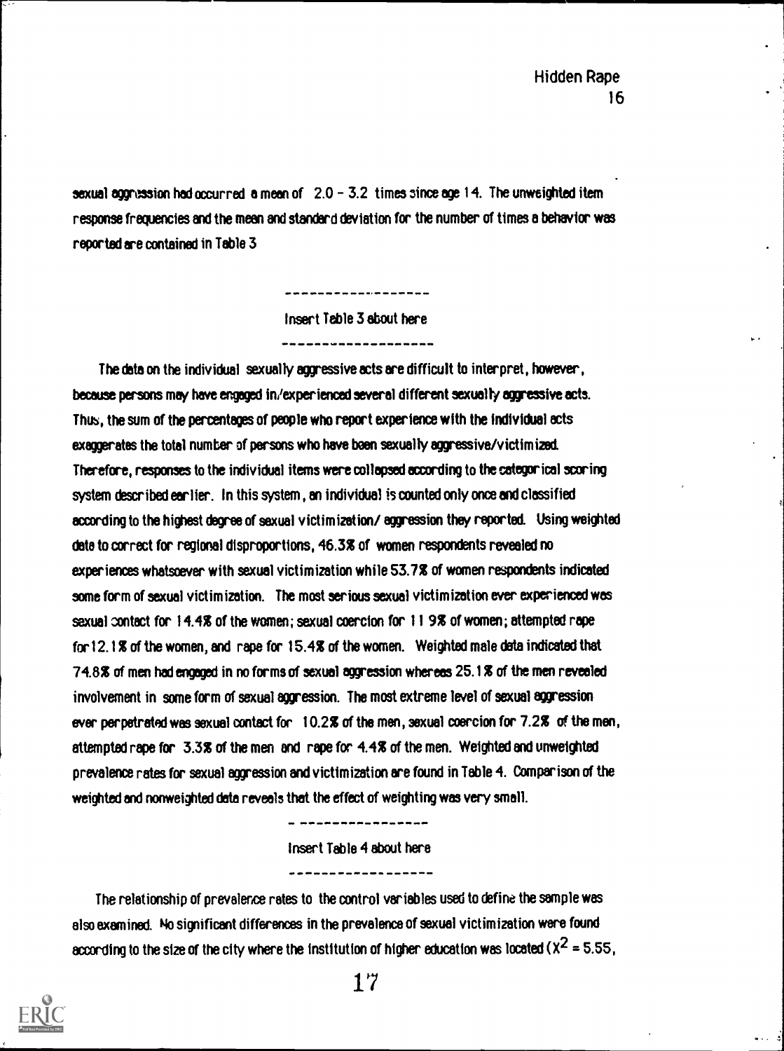sexual aggression had occurred a mean of 2.0 – 3.2 times since age 14. The unweighted item response frequencies and the mean and standard deviation for the number of times a behavior was reported are contained in Table 3

---

Insert Table 3 about here

---

The data on the individual sexually aggressive acts are difficult to interpret, however, because persons may have engaged in/experienced several different sexually aggressive acts. Thus, the sum of the percentages of people who report experience with the individual acts exaggerates the total number of persons who have been sexually aggressive/victimized. Therefore, responses to the individual items were collapsed according to the categorical scoring system described earlier. In this system, an individual is counted only once and classified according to the highest degree of sexual victimization/ aggression they reported. Using weighted data to correct for regional disproportions, 46.3% of women respondents revealed no experiences whatsoever with sexual victimization while 53.7% of women respondents indicated some form of sexual victimization. The most serious sexual victimization ever experienced was sexual contact for 14.4% of the women; sexual coercion for 11.9% of women; attempted rape for 12.1% of the women, and rape for 15.4% of the women. Weighted male data indicated that 74.8% of men had engaged in no forms of sexual aggression whereas 25.1% of the men revealed involvement in some form of sexual aggression. The most extreme level of sexual aggression ever perpetrated was sexual contact for 10.2% of the men, sexual coercion for 7.2% of the men, attempted rape for 3.3% of the men and rape for 4.4% of the men. Weighted and unweighted prevalence rates for sexual aggression and victimization are found in Table 4. Comparison of the weighted and nonweighted data reveals that the effect of weighting was very small.

---

Insert Table 4 about here

---

The relationship of prevalence rates to the control variables used to define the sample was also examined. No significant differences in the prevalence of sexual victimization were found according to the size of the city where the institution of higher education was located ($X^2 = 5.55$,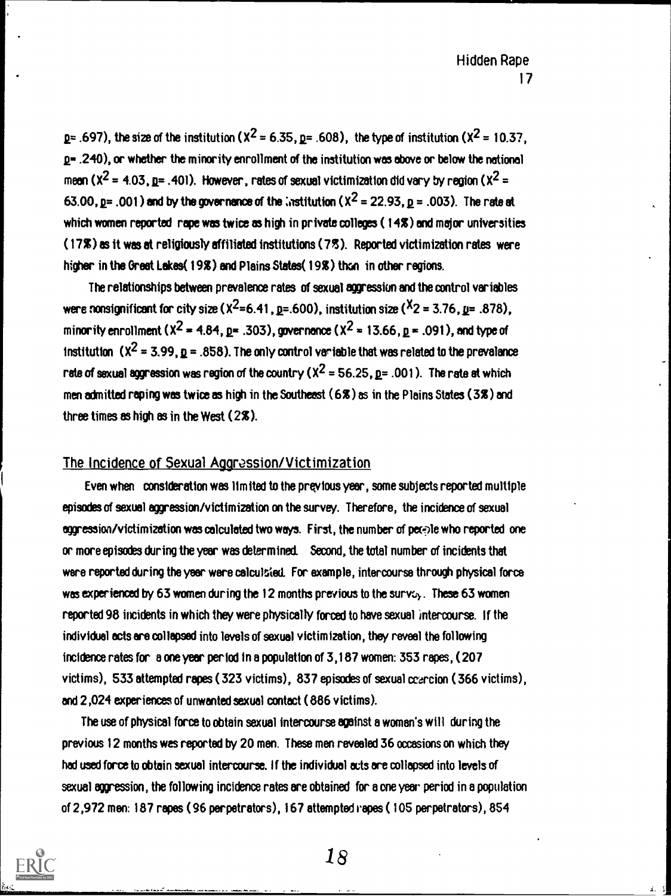$p = .697$), the size of the institution ($X^2 = 6.35$, $p = .608$), the type of institution ($X^2 = 10.37$, $p = .240$), or whether the minority enrollment of the institution was above or below the national mean ($X^2 = 4.03$, $p = .401$). However, rates of sexual victimization did vary by region ($X^2 = 63.00$, $p = .001$) and by the governance of the institution ($X^2 = 22.93$, $p = .003$). The rate at which women reported rape was twice as high in private colleges (14%) and major universities (17%) as it was at religiously affiliated institutions (7%). Reported victimization rates were higher in the Great Lakes (19%) and Plains States (19%) than in other regions.

The relationships between prevalence rates of sexual aggression and the control variables were nonsignificant for city size ($X^2 = 6.41$, $p = .600$), institution size ($X^2 = 3.76$, $p = .878$), minority enrollment ($X^2 = 4.84$, $p = .303$), governance ($X^2 = 13.66$, $p = .091$), and type of institution ($X^2 = 3.99$, $p = .858$). The only control variable that was related to the prevalance rate of sexual aggression was region of the country ($X^2 = 56.25$, $p = .001$). The rate at which men admitted raping was twice as high in the Southeast (6%) as in the Plains States (3%) and three times as high as in the West (2%).

## The Incidence of Sexual Aggression/Victimization

Even when consideration was limited to the previous year, some subjects reported multiple episodes of sexual aggression/victimization on the survey. Therefore, the incidence of sexual aggression/victimization was calculated two ways. First, the number of people who reported one or more episodes during the year was determined. Second, the total number of incidents that were reported during the year were calculated. For example, intercourse through physical force was experienced by 63 women during the 12 months previous to the survey. These 63 women reported 98 incidents in which they were physically forced to have sexual intercourse. If the individual acts are collapsed into levels of sexual victimization, they reveal the following incidence rates for a one year period in a population of 3,187 women: 353 rapes, (207 victims), 533 attempted rapes (323 victims), 837 episodes of sexual coercion (366 victims), and 2,024 experiences of unwanted sexual contact (886 victims).

The use of physical force to obtain sexual intercourse against a woman's will during the previous 12 months was reported by 20 men. These men revealed 36 occasions on which they had used force to obtain sexual intercourse. If the individual acts are collapsed into levels of sexual aggression, the following incidence rates are obtained for a one year period in a population of 2,972 men: 187 rapes (96 perpetrators), 167 attempted rapes (105 perpetrators), 854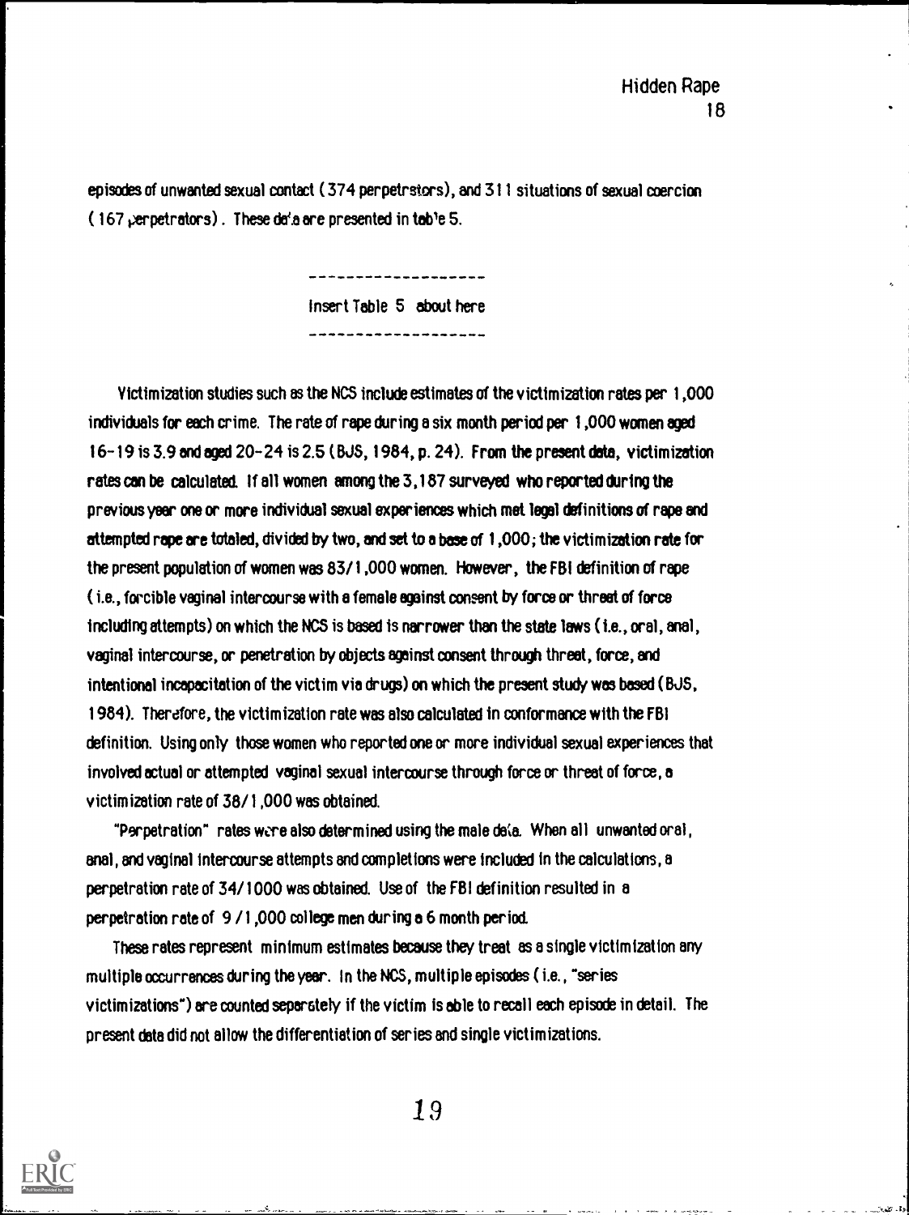episodes of unwanted sexual contact (374 perpetrators), and 311 situations of sexual coercion (167 perpetrators). These data are presented in table 5.

---

Insert Table 5 about here

---

Victimization studies such as the NCS include estimates of the victimization rates per 1,000 individuals for each crime. The rate of rape during a six month period per 1,000 women aged 16-19 is 3.9 and aged 20-24 is 2.5 (BJS, 1984, p. 24). From the present data, victimization rates can be calculated. If all women among the 3,187 surveyed who reported during the previous year one or more individual sexual experiences which met legal definitions of rape and attempted rape are totaled, divided by two, and set to a base of 1,000; the victimization rate for the present population of women was 83/1,000 women. However, the FBI definition of rape (i.e., forcible vaginal intercourse with a female against consent by force or threat of force including attempts) on which the NCS is based is narrower than the state laws (i.e., oral, anal, vaginal intercourse, or penetration by objects against consent through threat, force, and intentional incapacitation of the victim via drugs) on which the present study was based (BJS, 1984). Therefore, the victimization rate was also calculated in conformance with the FBI definition. Using only those women who reported one or more individual sexual experiences that involved actual or attempted vaginal sexual intercourse through force or threat of force, a victimization rate of 38/1,000 was obtained.

"Perpetration" rates were also determined using the male data. When all unwanted oral, anal, and vaginal intercourse attempts and completions were included in the calculations, a perpetration rate of 34/1000 was obtained. Use of the FBI definition resulted in a perpetration rate of 9/1,000 college men during a 6 month period.

These rates represent minimum estimates because they treat as a single victimization any multiple occurrences during the year. In the NCS, multiple episodes (i.e., "series victimizations") are counted separately if the victim is able to recall each episode in detail. The present data did not allow the differentiation of series and single victimizations.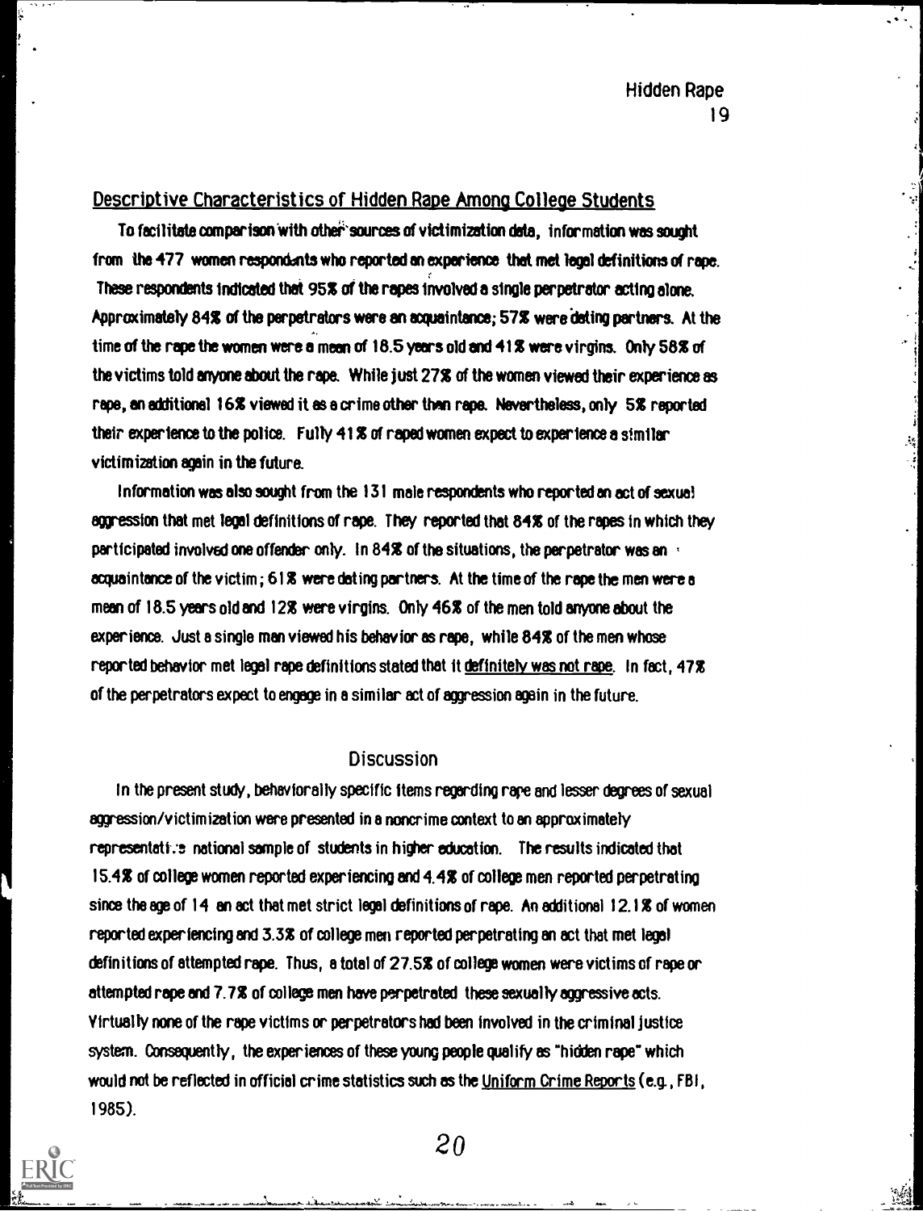## Descriptive Characteristics of Hidden Rape Among College Students

To facilitate comparison with other sources of victimization data, information was sought from the 477 women respondents who reported an experience that met legal definitions of rape. These respondents indicated that 95% of the rapes involved a single perpetrator acting alone. Approximately 84% of the perpetrators were an acquaintance; 57% were dating partners. At the time of the rape the women were a mean of 18.5 years old and 41% were virgins. Only 58% of the victims told anyone about the rape. While just 27% of the women viewed their experience as rape, an additional 16% viewed it as a crime other than rape. Nevertheless, only 5% reported their experience to the police. Fully 41% of raped women expect to experience a similar victimization again in the future.

Information was also sought from the 131 male respondents who reported an act of sexual aggression that met legal definitions of rape. They reported that 84% of the rapes in which they participated involved one offender only. In 84% of the situations, the perpetrator was an acquaintance of the victim; 61% were dating partners. At the time of the rape the men were a mean of 18.5 years old and 12% were virgins. Only 46% of the men told anyone about the experience. Just a single man viewed his behavior as rape, while 84% of the men whose reported behavior met legal rape definitions stated that it <u>definitely was not rape</u>. In fact, 47% of the perpetrators expect to engage in a similar act of aggression again in the future.

## Discussion

In the present study, behaviorally specific items regarding rape and lesser degrees of sexual aggression/victimization were presented in a noncrime context to an approximately representative national sample of students in higher education. The results indicated that 15.4% of college women reported experiencing and 4.4% of college men reported perpetrating since the age of 14 an act that met strict legal definitions of rape. An additional 12.1% of women reported experiencing and 3.3% of college men reported perpetrating an act that met legal definitions of attempted rape. Thus, a total of 27.5% of college women were victims of rape or attempted rape and 7.7% of college men have perpetrated these sexually aggressive acts. Virtually none of the rape victims or perpetrators had been involved in the criminal justice system. Consequently, the experiences of these young people qualify as "hidden rape" which would not be reflected in official crime statistics such as the <u>Uniform Crime Reports</u> (e.g., FBI, 1985).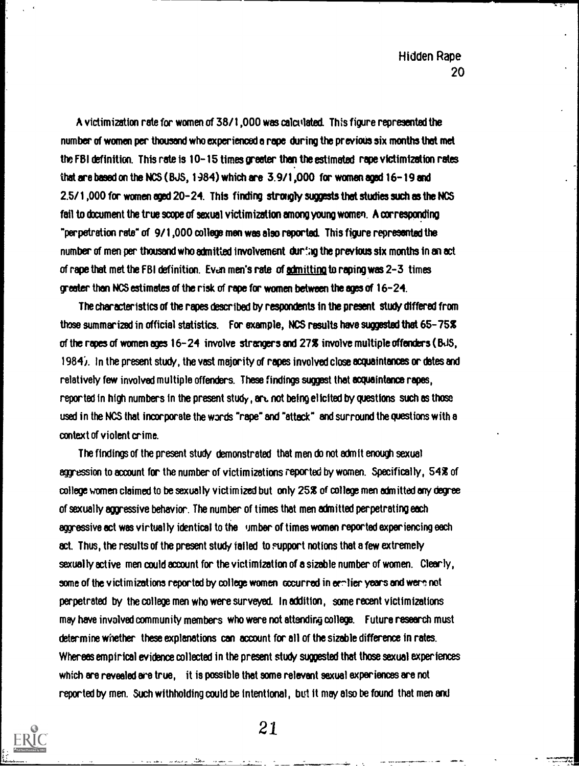A victimization rate for women of 38/1,000 was calculated. This figure represented the number of women per thousand who experienced a rape during the previous six months that met the FBI definition. This rate is 10-15 times greater than the estimated rape victimization rates that are based on the NCS (BJS, 1984) which are 3.9/1,000 for women aged 16-19 and 2.5/1,000 for women aged 20-24. This finding strongly suggests that studies such as the NCS fail to document the true scope of sexual victimization among young women. A corresponding "perpetration rate" of 9/1,000 college men was also reported. This figure represented the number of men per thousand who admitted involvement during the previous six months in an act of rape that met the FBI definition. Even men's rate of admitting to raping was 2-3 times greater than NCS estimates of the risk of rape for women between the ages of 16-24.

The characteristics of the rapes described by respondents in the present study differed from those summarized in official statistics. For example, NCS results have suggested that 65-75% of the rapes of women ages 16-24 involve strangers and 27% involve multiple offenders (BJS, 1984). In the present study, the vast majority of rapes involved close acquaintances or dates and relatively few involved multiple offenders. These findings suggest that acquaintance rapes, reported in high numbers in the present study, are not being elicited by questions such as those used in the NCS that incorporate the words "rape" and "attack" and surround the questions with a context of violent crime.

The findings of the present study demonstrated that men do not admit enough sexual aggression to account for the number of victimizations reported by women. Specifically, 54% of college women claimed to be sexually victimized but only 25% of college men admitted any degree of sexually aggressive behavior. The number of times that men admitted perpetrating each aggressive act was virtually identical to the number of times women reported experiencing each act. Thus, the results of the present study failed to support notions that a few extremely sexually active men could account for the victimization of a sizable number of women. Clearly, some of the victimizations reported by college women occurred in earlier years and were not perpetrated by the college men who were surveyed. In addition, some recent victimizations may have involved community members who were not attending college. Future research must determine whether these explanations can account for all of the sizable difference in rates. Whereas empirical evidence collected in the present study suggested that those sexual experiences which are revealed are true, it is possible that some relevant sexual experiences are not reported by men. Such withholding could be intentional, but it may also be found that men and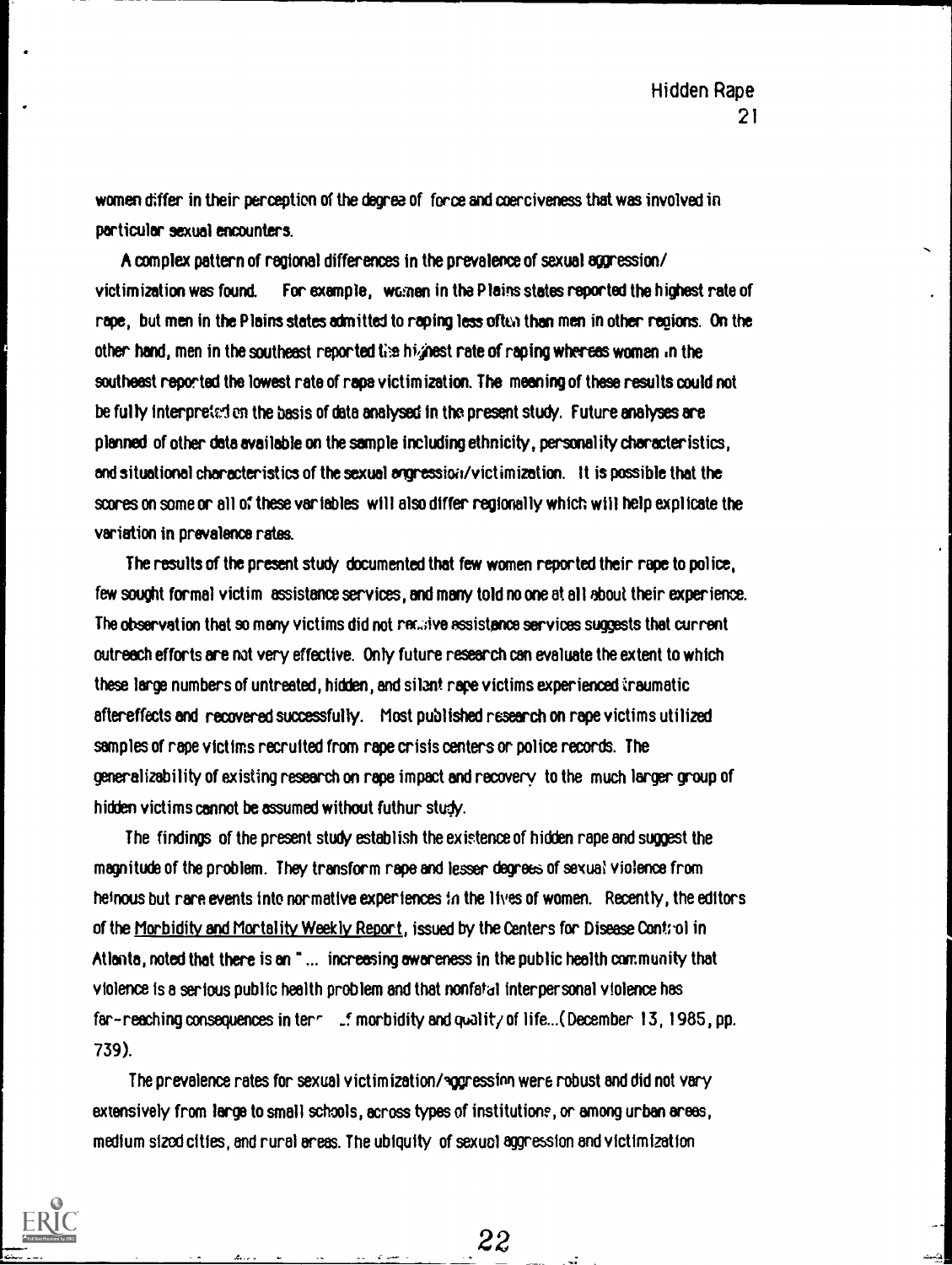women differ in their perception of the degree of force and coerciveness that was involved in particular sexual encounters.

A complex pattern of regional differences in the prevalence of sexual aggression/victimization was found. For example, women in the Plains states reported the highest rate of rape, but men in the Plains states admitted to raping less often than men in other regions. On the other hand, men in the southeast reported the highest rate of raping whereas women in the southeast reported the lowest rate of rape victimization. The meaning of these results could not be fully interpreted on the basis of data analysed in the present study. Future analyses are planned of other data available on the sample including ethnicity, personality characteristics, and situational characteristics of the sexual aggression/victimization. It is possible that the scores on some or all of these variables will also differ regionally which will help explicate the variation in prevalence rates.

The results of the present study documented that few women reported their rape to police, few sought formal victim assistance services, and many told no one at all about their experience. The observation that so many victims did not receive assistance services suggests that current outreach efforts are not very effective. Only future research can evaluate the extent to which these large numbers of untreated, hidden, and silent rape victims experienced traumatic aftereffects and recovered successfully. Most published research on rape victims utilized samples of rape victims recruited from rape crisis centers or police records. The generalizability of existing research on rape impact and recovery to the much larger group of hidden victims cannot be assumed without futhur study.

The findings of the present study establish the existence of hidden rape and suggest the magnitude of the problem. They transform rape and lesser degrees of sexual violence from heinous but rare events into normative experiences in the lives of women. Recently, the editors of the Morbidity and Mortality Weekly Report, issued by the Centers for Disease Control in Atlanta, noted that there is an "... increasing awareness in the public health community that violence is a serious public health problem and that nonfatal interpersonal violence has far-reaching consequences in terms of morbidity and quality of life...(December 13, 1985, pp. 739).

The prevalence rates for sexual victimization/aggression were robust and did not vary extensively from large to small schools, across types of institutions, or among urban areas, medium sized cities, and rural areas. The ubiquity of sexual aggression and victimization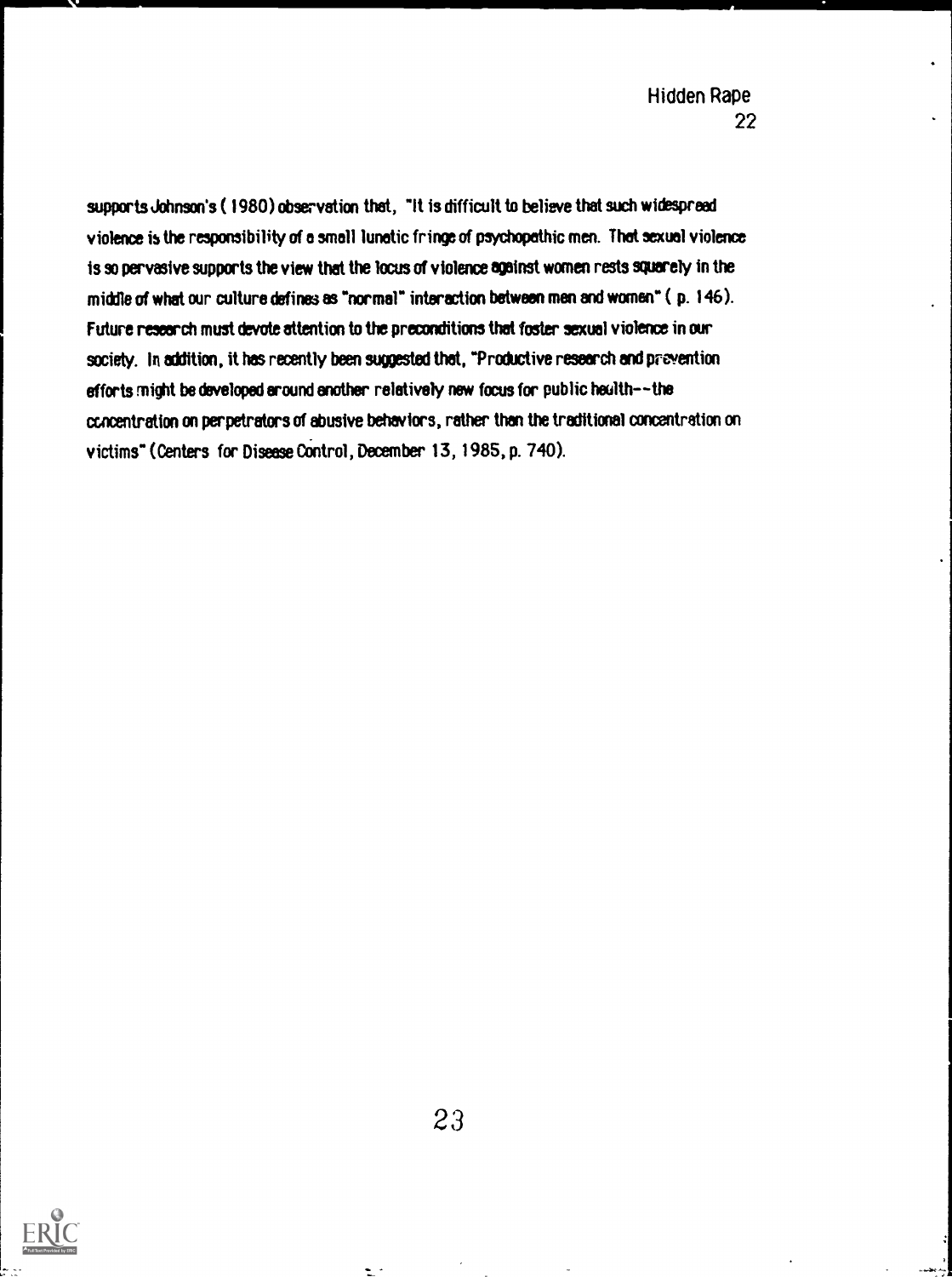supports Johnson's (1980) observation that, "It is difficult to believe that such widespread violence is the responsibility of a small lunatic fringe of psychopathic men. That sexual violence is so pervasive supports the view that the locus of violence against women rests squarely in the middle of what our culture defines as "normal" interaction between men and women" (p. 146). Future research must devote attention to the preconditions that foster sexual violence in our society. In addition, it has recently been suggested that, "Productive research and prevention efforts might be developed around another relatively new focus for public health--the concentration on perpetrators of abusive behaviors, rather than the traditional concentration on victims" (Centers for Disease Control, December 13, 1985, p. 740).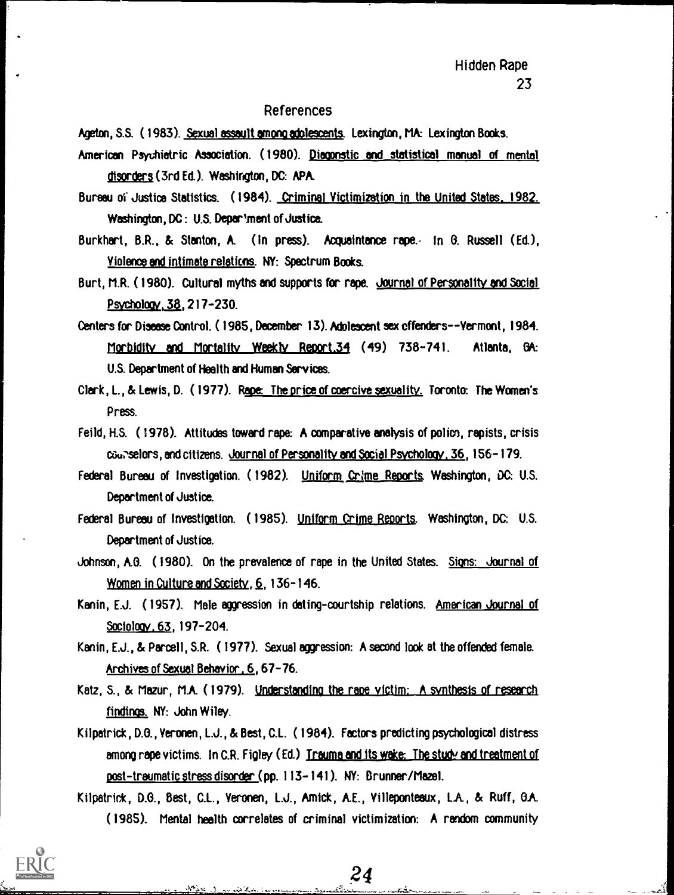## References

Ageton, S.S. (1983). Sexual assault among adolescents. Lexington, MA: Lexington Books.

American Psychiatric Association. (1980). Diagnostic and statistical manual of mental disorders (3rd Ed.). Washington, DC: APA.

Bureau of Justice Statistics. (1984). Criminal Victimization in the United States, 1982. Washington, DC: U.S. Department of Justice.

Burkhart, B.R., & Stanton, A. (In press). Acquaintance rape. In G. Russell (Ed.), Violence and intimate relations. NY: Spectrum Books.

Burt, M.R. (1980). Cultural myths and supports for rape. Journal of Personality and Social Psychology, 38, 217-230.

Centers for Disease Control. (1985, December 13). Adolescent sex offenders--Vermont, 1984. Morbidity and Mortality Weekly Report,34 (49) 738-741. Atlanta, GA: U.S. Department of Health and Human Services.

Clark, L., & Lewis, D. (1977). Rape: The price of coercive sexuality. Toronto: The Women's Press.

Feild, H.S. (1978). Attitudes toward rape: A comparative analysis of police, rapists, crisis counselors, and citizens. Journal of Personality and Social Psychology, 36, 156-179.

Federal Bureau of Investigation. (1982). Uniform Crime Reports. Washington, DC: U.S. Department of Justice.

Federal Bureau of Investigation. (1985). Uniform Crime Reports. Washington, DC: U.S. Department of Justice.

Johnson, A.G. (1980). On the prevalence of rape in the United States. Signs: Journal of Women in Culture and Society, 6, 136-146.

Kanin, E.J. (1957). Male aggression in dating-courtship relations. American Journal of Sociology, 63, 197-204.

Kanin, E.J., & Parcell, S.R. (1977). Sexual aggression: A second look at the offended female. Archives of Sexual Behavior, 6, 67-76.

Katz, S., & Mazur, M.A. (1979). Understanding the rape victim: A synthesis of research findings. NY: John Wiley.

Kilpatrick, D.G., Veronen, L.J., & Best, C.L. (1984). Factors predicting psychological distress among rape victims. In C.R. Figley (Ed.) Trauma and its wake: The study and treatment of post-traumatic stress disorder (pp. 113-141). NY: Brunner/Mazel.

Kilpatrick, D.G., Best, C.L., Veronen, L.J., Amick, A.E., Villeponteaux, L.A., & Ruff, G.A. (1985). Mental health correlates of criminal victimization: A random community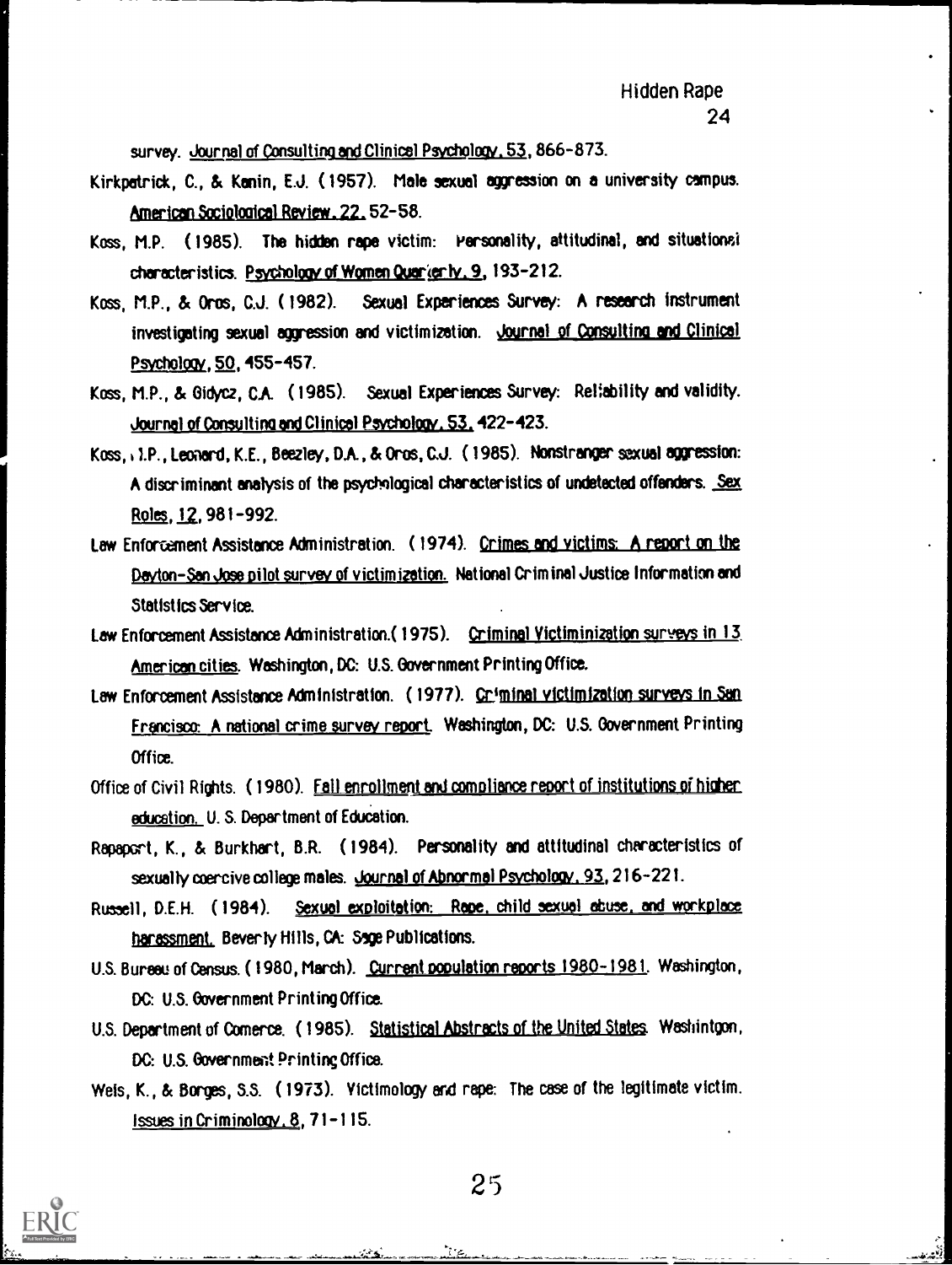survey. Journal of Consulting and Clinical Psychology, 53, 866-873.

Kirkpatrick, C., & Kanin, E.J. (1957). Male sexual aggression on a university campus. American Sociological Review, 22, 52-58.

Koss, M.P. (1985). The hidden rape victim: Personality, attitudinal, and situational characteristics. Psychology of Women Quarterly, 9, 193-212.

Koss, M.P., & Oros, C.J. (1982). Sexual Experiences Survey: A research instrument investigating sexual aggression and victimization. Journal of Consulting and Clinical Psychology, 50, 455-457.

Koss, M.P., & Gidycz, C.A. (1985). Sexual Experiences Survey: Reliability and validity. Journal of Consulting and Clinical Psychology, 53, 422-423.

Koss, M.P., Leonard, K.E., Beezley, D.A., & Oros, C.J. (1985). Nonstranger sexual aggression: A discriminant analysis of the psychological characteristics of undetected offenders. Sex Roles, 12, 981-992.

Law Enforcement Assistance Administration. (1974). Crimes and victims: A report on the Dayton-San Jose pilot survey of victimization. National Criminal Justice Information and Statistics Service.

Law Enforcement Assistance Administration.(1975). Criminal Victiminization surveys in 13 American cities. Washington, DC: U.S. Government Printing Office.

Law Enforcement Assistance Administration. (1977). Criminal victimization surveys in San Francisco: A national crime survey report. Washington, DC: U.S. Government Printing Office.

Office of Civil Rights. (1980). Fall enrollment and compliance report of institutions of higher education. U. S. Department of Education.

Rapaport, K., & Burkhart, B.R. (1984). Personality and attitudinal characteristics of sexually coercive college males. Journal of Abnormal Psychology, 93, 216-221.

Russell, D.E.H. (1984). Sexual exploitation: Rape, child sexual abuse, and workplace harassment. Beverly Hills, CA: Sage Publications.

U.S. Bureau of Census. (1980, March). Current population reports 1980-1981. Washington, DC: U.S. Government Printing Office.

U.S. Department of Comerce. (1985). Statistical Abstracts of the United States. Washintgon, DC: U.S. Government Printing Office.

Weis, K., & Borges, S.S. (1973). Victimology and rape: The case of the legitimate victim. Issues in Criminology, 8, 71-115.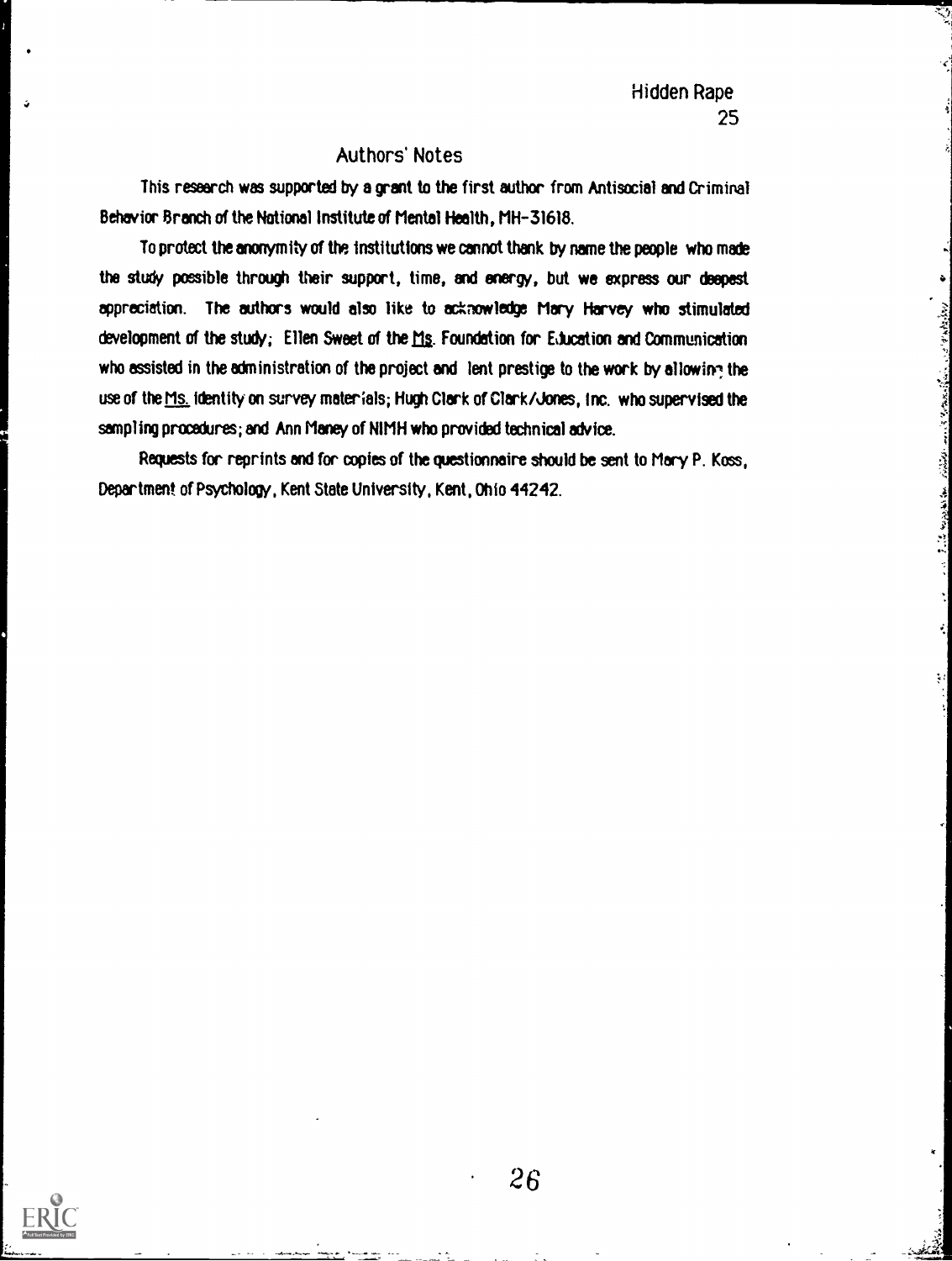## Authors' Notes

This research was supported by a grant to the first author from Antisocial and Criminal Behavior Branch of the National Institute of Mental Health, MH-31618.

To protect the anonymity of the institutions we cannot thank by name the people who made the study possible through their support, time, and energy, but we express our deepest appreciation. The authors would also like to acknowledge Mary Harvey who stimulated development of the study; Ellen Sweet of the Ms. Foundation for Education and Communication who assisted in the administration of the project and lent prestige to the work by allowing the use of the Ms. identity on survey materials; Hugh Clark of Clark/Jones, Inc. who supervised the sampling procedures; and Ann Maney of NIMH who provided technical advice.

Requests for reprints and for copies of the questionnaire should be sent to Mary P. Koss, Department of Psychology, Kent State University, Kent, Ohio 44242.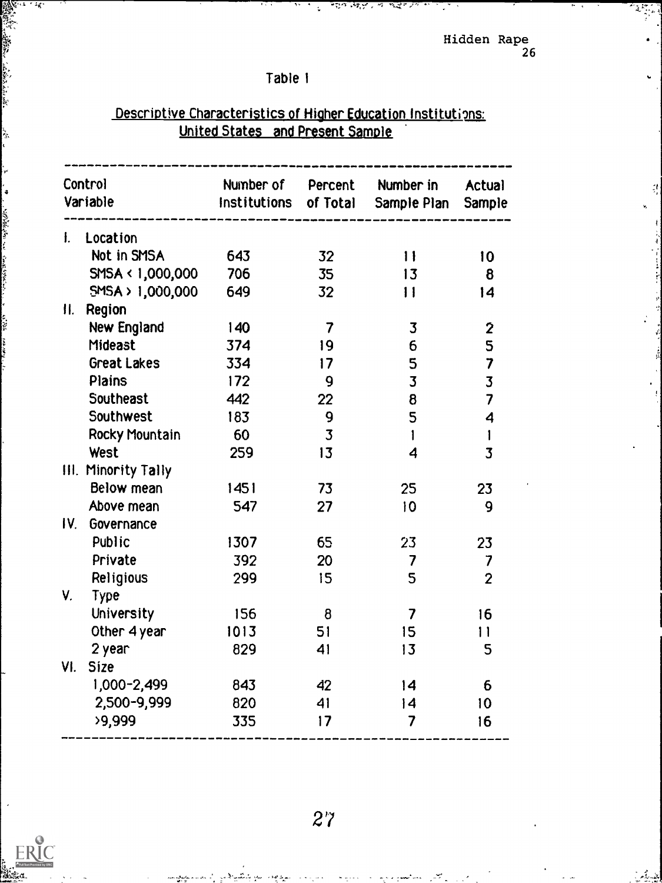Table 1

Descriptive Characteristics of Higher Education Institutions: United States and Present Sample

| Control Variable | Number of Institutions | Percent of Total | Number in Sample Plan | Actual Sample |
|---|---|---|---|---|
| I. Location | | | | |
| Not in SMSA | 643 | 32 | 11 | 10 |
| SMSA < 1,000,000 | 706 | 35 | 13 | 8 |
| SMSA > 1,000,000 | 649 | 32 | 11 | 14 |
| II. Region | | | | |
| New England | 140 | 7 | 3 | 2 |
| Mideast | 374 | 19 | 6 | 5 |
| Great Lakes | 334 | 17 | 5 | 7 |
| Plains | 172 | 9 | 3 | 3 |
| Southeast | 442 | 22 | 8 | 7 |
| Southwest | 183 | 9 | 5 | 4 |
| Rocky Mountain | 60 | 3 | 1 | 1 |
| West | 259 | 13 | 4 | 3 |
| III. Minority Tally | | | | |
| Below mean | 1451 | 73 | 25 | 23 |
| Above mean | 547 | 27 | 10 | 9 |
| IV. Governance | | | | |
| Public | 1307 | 65 | 23 | 23 |
| Private | 392 | 20 | 7 | 7 |
| Religious | 299 | 15 | 5 | 2 |
| V. Type | | | | |
| University | 156 | 8 | 7 | 16 |
| Other 4 year | 1013 | 51 | 15 | 11 |
| 2 year | 829 | 41 | 13 | 5 |
| VI. Size | | | | |
| 1,000-2,499 | 843 | 42 | 14 | 6 |
| 2,500-9,999 | 820 | 41 | 14 | 10 |
| >9,999 | 335 | 17 | 7 | 16 |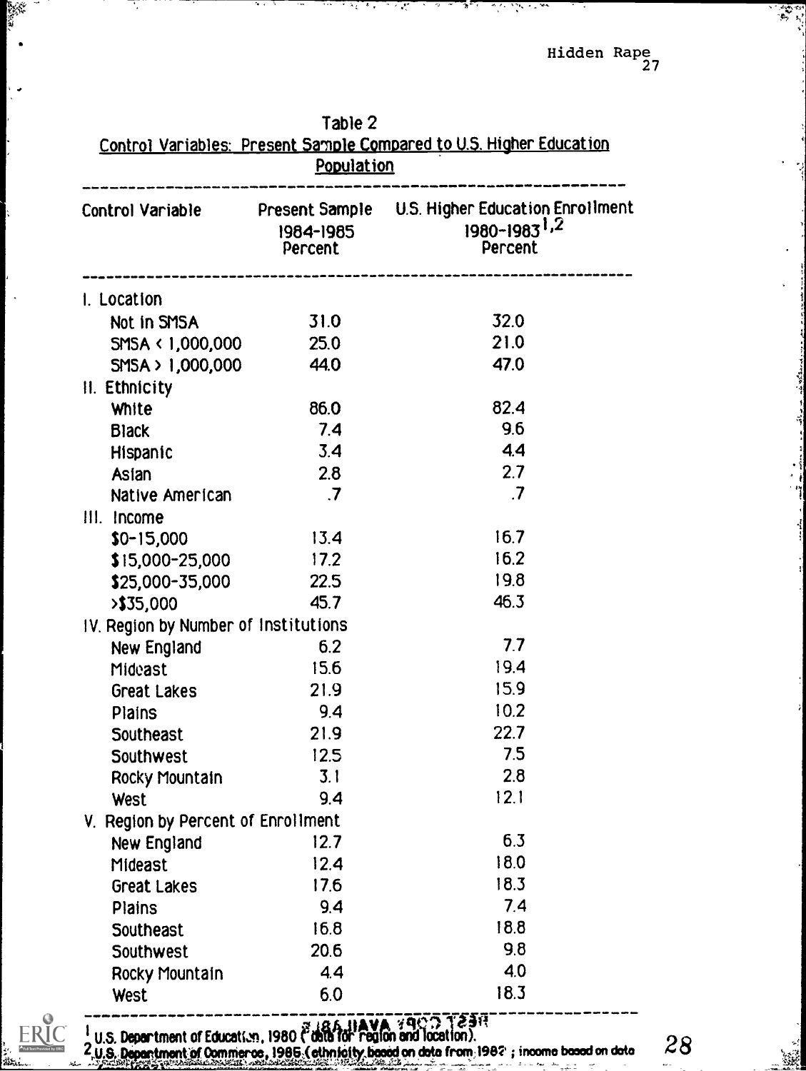Table 2

Control Variables: Present Sample Compared to U.S. Higher Education Population

| Control Variable | Present Sample 1984-1985 Percent | U.S. Higher Education Enrollment 1980-1983[1,2] Percent |
|---|---|---|
| I. Location | | |
| Not in SMSA | 31.0 | 32.0 |
| SMSA < 1,000,000 | 25.0 | 21.0 |
| SMSA > 1,000,000 | 44.0 | 47.0 |
| II. Ethnicity | | |
| White | 86.0 | 82.4 |
| Black | 7.4 | 9.6 |
| Hispanic | 3.4 | 4.4 |
| Asian | 2.8 | 2.7 |
| Native American | .7 | .7 |
| III. Income | | |
| $0-15,000 | 13.4 | 16.7 |
| $15,000-25,000 | 17.2 | 16.2 |
| $25,000-35,000 | 22.5 | 19.8 |
| >$35,000 | 45.7 | 46.3 |
| IV. Region by Number of Institutions | | |
| New England | 6.2 | 7.7 |
| Mideast | 15.6 | 19.4 |
| Great Lakes | 21.9 | 15.9 |
| Plains | 9.4 | 10.2 |
| Southeast | 21.9 | 22.7 |
| Southwest | 12.5 | 7.5 |
| Rocky Mountain | 3.1 | 2.8 |
| West | 9.4 | 12.1 |
| V. Region by Percent of Enrollment | | |
| New England | 12.7 | 6.3 |
| Mideast | 12.4 | 18.0 |
| Great Lakes | 17.6 | 18.3 |
| Plains | 9.4 | 7.4 |
| Southeast | 16.8 | 18.8 |
| Southwest | 20.6 | 9.8 |
| Rocky Mountain | 4.4 | 4.0 |
| West | 6.0 | 18.3 |

[1] U.S. Department of Education, 1980 (data for region and location).

[2] U.S. Department of Commerce, 1985 (ethnicity based on data from 1982; income based on data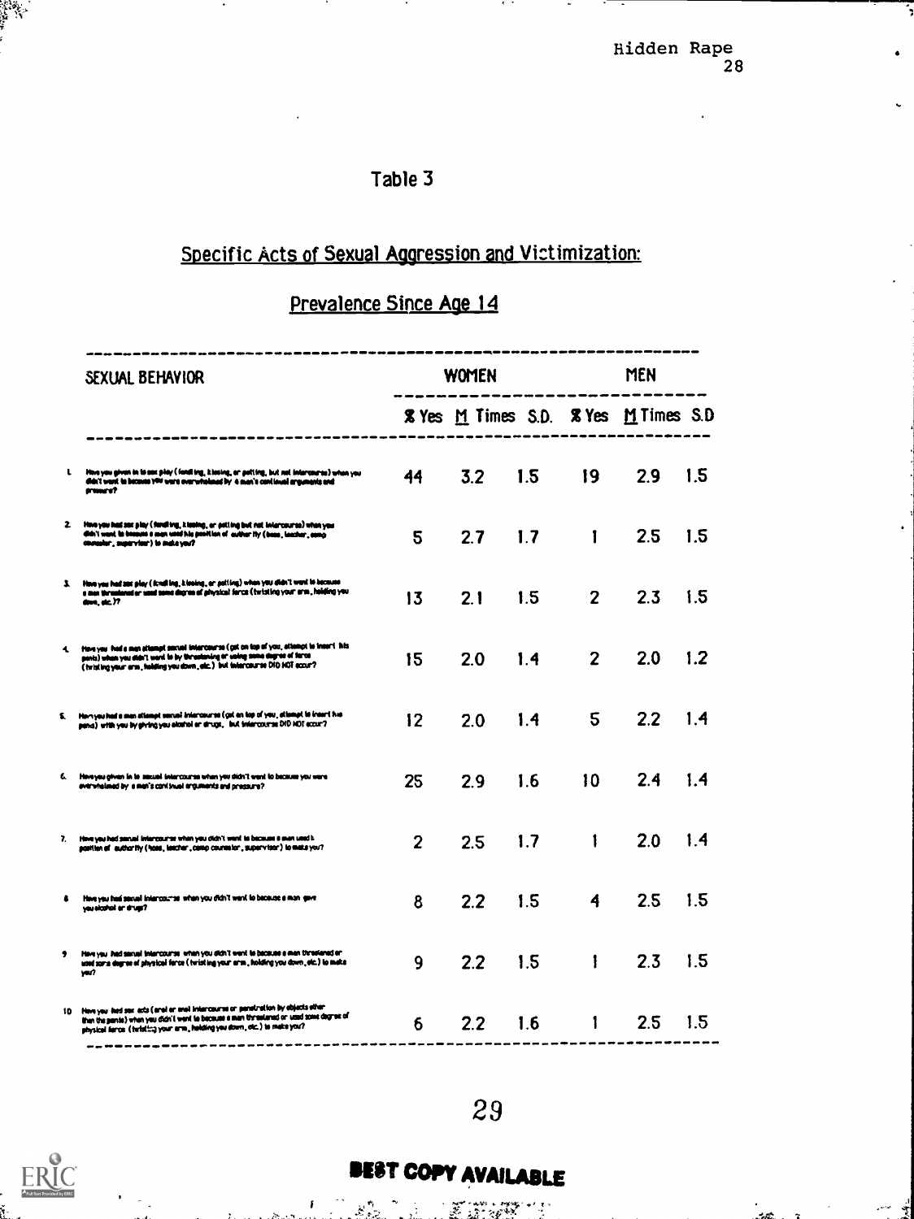Table 3

Specific Acts of Sexual Aggression and Victimization:

Prevalence Since Age 14

| SEXUAL BEHAVIOR | WOMEN | | | MEN | | |
|---|---|---|---|---|---|---|
| | % Yes | M Times | S.D. | % Yes | M Times | S.D |
| 1. Have you given in to sex play (fondling, kissing, or petting, but not intercourse) when you didn't want to because you were overwhelmed by a man's continual arguments and pressure? | 44 | 3.2 | 1.5 | 19 | 2.9 | 1.5 |
| 2. Have you had sex play (fondling, kissing, or petting but not intercourse) when you didn't want to because a man used his position of authority (boss, teacher, camp counselor, supervisor) to make you? | 5 | 2.7 | 1.7 | 1 | 2.5 | 1.5 |
| 3. Have you had sex play (fondling, kissing, or petting) when you didn't want to because a man threatened or used some degree of physical force (twisting your arm, holding you down, etc.)? | 13 | 2.1 | 1.5 | 2 | 2.3 | 1.5 |
| 4. Have you had a man attempt sexual intercourse (get on top of you, attempt to insert his penis) when you didn't want to by threatening or using some degree of force (twisting your arm, holding you down, etc.) but intercourse DID NOT occur? | 15 | 2.0 | 1.4 | 2 | 2.0 | 1.2 |
| 5. Have you had a man attempt sexual intercourse (get on top of you, attempt to insert his penis) with you by giving you alcohol or drugs, but intercourse DID NOT occur? | 12 | 2.0 | 1.4 | 5 | 2.2 | 1.4 |
| 6. Have you given in to sexual intercourse when you didn't want to because you were overwhelmed by a man's continual arguments and pressure? | 25 | 2.9 | 1.6 | 10 | 2.4 | 1.4 |
| 7. Have you had sexual intercourse when you didn't want to because a man used his position of authority (boss, teacher, camp counselor, supervisor) to make you? | 2 | 2.5 | 1.7 | 1 | 2.0 | 1.4 |
| 8. Have you had sexual intercourse when you didn't want to because a man gave you alcohol or drugs? | 8 | 2.2 | 1.5 | 4 | 2.5 | 1.5 |
| 9. Have you had sexual intercourse when you didn't want to because a man threatened or used some degree of physical force (twisting your arm, holding you down, etc.) to make you? | 9 | 2.2 | 1.5 | 1 | 2.3 | 1.5 |
| 10. Have you had sex acts (oral or anal intercourse or penetration by objects other than the penis) when you didn't want to because a man threatened or used some degree of physical force (twisting your arm, holding you down, etc.) to make you? | 6 | 2.2 | 1.6 | 1 | 2.5 | 1.5 |

BEST COPY AVAILABLE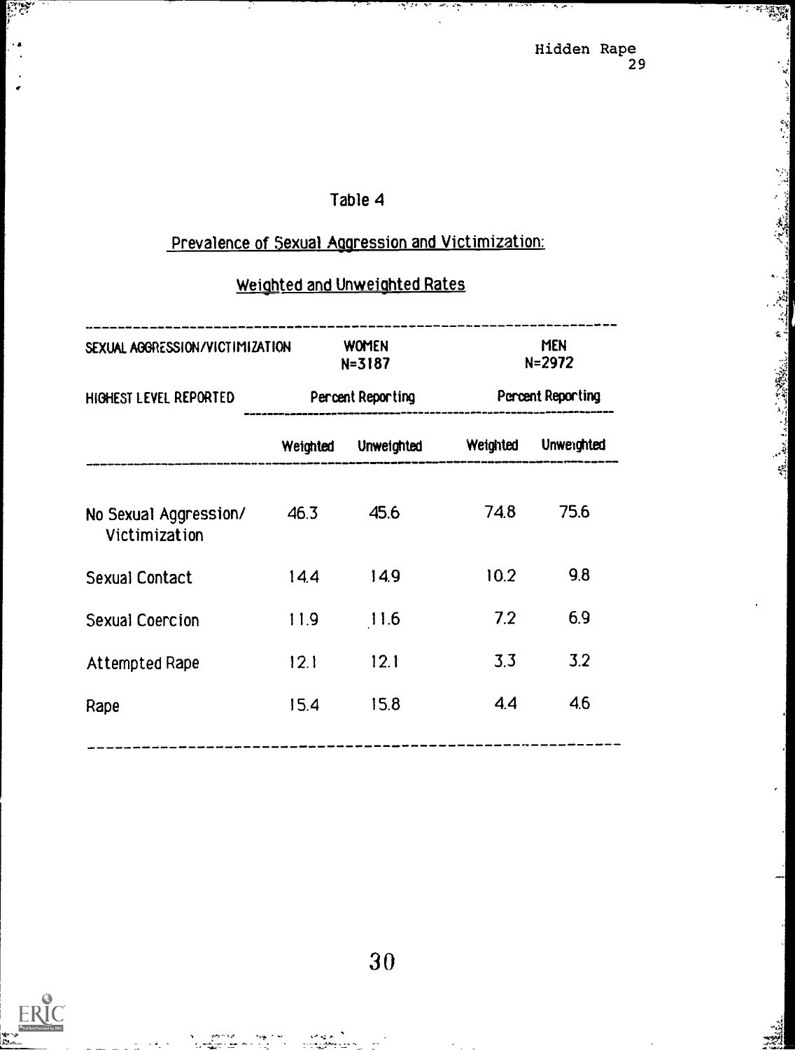Table 4

Prevalence of Sexual Aggression and Victimization:

Weighted and Unweighted Rates

| SEXUAL AGGRESSION/VICTIMIZATION | WOMEN N=3187 | | MEN N=2972 | |
|---|---|---|---|---|
| HIGHEST LEVEL REPORTED | Percent Reporting | | Percent Reporting | |
| | Weighted | Unweighted | Weighted | Unweighted |
| No Sexual Aggression/ Victimization | 46.3 | 45.6 | 74.8 | 75.6 |
| Sexual Contact | 14.4 | 14.9 | 10.2 | 9.8 |
| Sexual Coercion | 11.9 | 11.6 | 7.2 | 6.9 |
| Attempted Rape | 12.1 | 12.1 | 3.3 | 3.2 |
| Rape | 15.4 | 15.8 | 4.4 | 4.6 |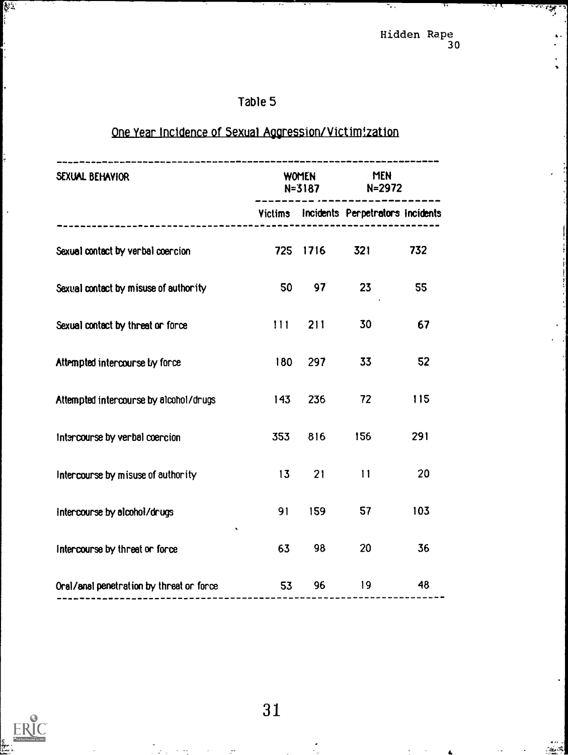Table 5

One Year Incidence of Sexual Aggression/Victimization

| SEXUAL BEHAVIOR | WOMEN N=3187 | | MEN N=2972 | |
|---|---|---|---|---|
| | Victims | Incidents | Perpetrators | Incidents |
| Sexual contact by verbal coercion | 725 | 1716 | 321 | 732 |
| Sexual contact by misuse of authority | 50 | 97 | 23 | 55 |
| Sexual contact by threat or force | 111 | 211 | 30 | 67 |
| Attempted intercourse by force | 180 | 297 | 33 | 52 |
| Attempted intercourse by alcohol/drugs | 143 | 236 | 72 | 115 |
| Intercourse by verbal coercion | 353 | 816 | 156 | 291 |
| Intercourse by misuse of authority | 13 | 21 | 11 | 20 |
| Intercourse by alcohol/drugs | 91 | 159 | 57 | 103 |
| Intercourse by threat or force | 63 | 98 | 20 | 36 |
| Oral/anal penetration by threat or force | 53 | 96 | 19 | 48 |